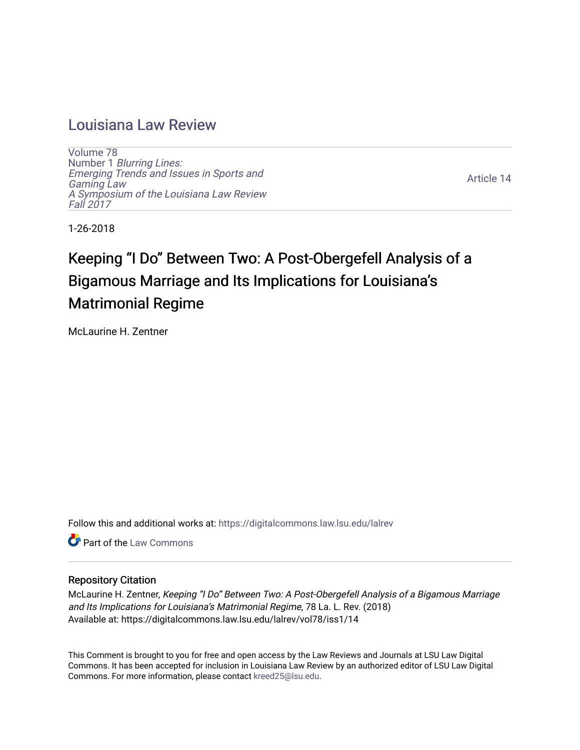# Louisiana Law Review

Volume 78
Number 1 *Blurring Lines: Emerging Trends and Issues in Sports and Gaming Law A Symposium of the Louisiana Law Review Fall 2017*

Article 14

1-26-2018

## Keeping "I Do" Between Two: A Post-Obergefell Analysis of a Bigamous Marriage and Its Implications for Louisiana's Matrimonial Regime

McLaurine H. Zentner

Follow this and additional works at: https://digitalcommons.law.lsu.edu/lalrev

Part of the Law Commons

### Repository Citation

McLaurine H. Zentner, *Keeping "I Do" Between Two: A Post-Obergefell Analysis of a Bigamous Marriage and Its Implications for Louisiana's Matrimonial Regime*, 78 La. L. Rev. (2018)
Available at: https://digitalcommons.law.lsu.edu/lalrev/vol78/iss1/14

This Comment is brought to you for free and open access by the Law Reviews and Journals at LSU Law Digital Commons. It has been accepted for inclusion in Louisiana Law Review by an authorized editor of LSU Law Digital Commons. For more information, please contact kreed25@lsu.edu.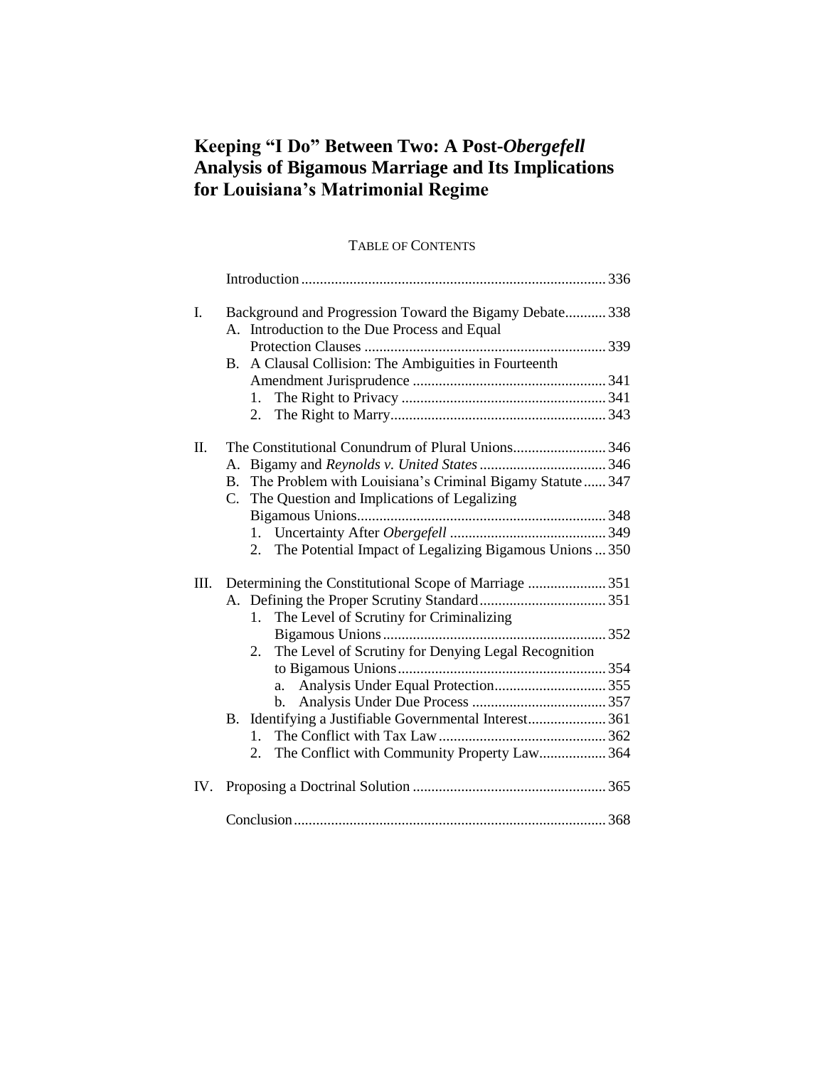# Keeping "I Do" Between Two: A Post-*Obergefell* Analysis of Bigamous Marriage and Its Implications for Louisiana's Matrimonial Regime

TABLE OF CONTENTS

Introduction ..... 336

I. Background and Progression Toward the Bigamy Debate ..... 338
   A. Introduction to the Due Process and Equal Protection Clauses ..... 339
   B. A Clausal Collision: The Ambiguities in Fourteenth Amendment Jurisprudence ..... 341
      1. The Right to Privacy ..... 341
      2. The Right to Marry ..... 343

II. The Constitutional Conundrum of Plural Unions ..... 346
   A. Bigamy and *Reynolds v. United States* ..... 346
   B. The Problem with Louisiana's Criminal Bigamy Statute ..... 347
   C. The Question and Implications of Legalizing Bigamous Unions ..... 348
      1. Uncertainty After *Obergefell* ..... 349
      2. The Potential Impact of Legalizing Bigamous Unions ..... 350

III. Determining the Constitutional Scope of Marriage ..... 351
   A. Defining the Proper Scrutiny Standard ..... 351
      1. The Level of Scrutiny for Criminalizing Bigamous Unions ..... 352
      2. The Level of Scrutiny for Denying Legal Recognition to Bigamous Unions ..... 354
         a. Analysis Under Equal Protection ..... 355
         b. Analysis Under Due Process ..... 357
   B. Identifying a Justifiable Governmental Interest ..... 361
      1. The Conflict with Tax Law ..... 362
      2. The Conflict with Community Property Law ..... 364

IV. Proposing a Doctrinal Solution ..... 365

Conclusion ..... 368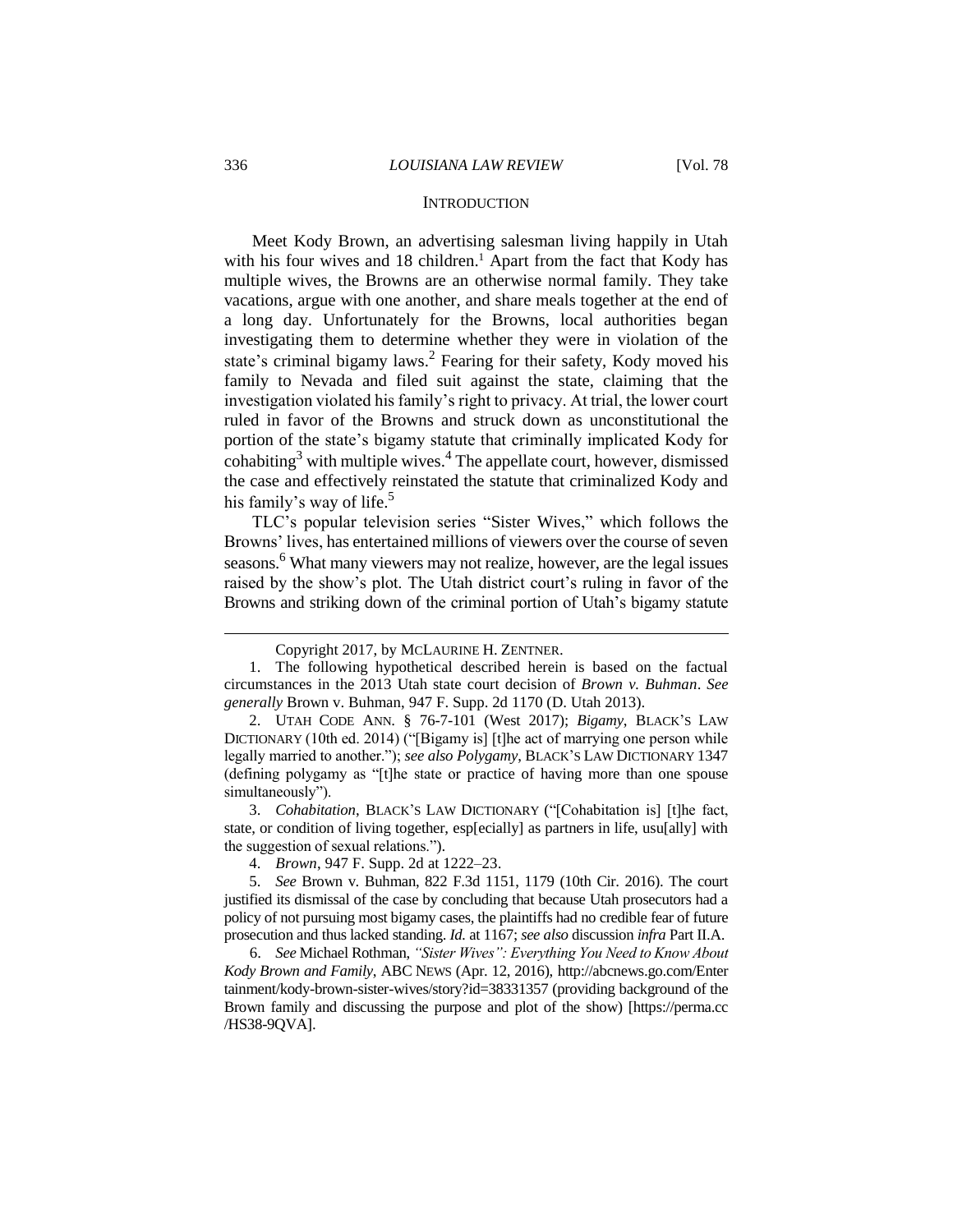## INTRODUCTION

Meet Kody Brown, an advertising salesman living happily in Utah with his four wives and 18 children.[1] Apart from the fact that Kody has multiple wives, the Browns are an otherwise normal family. They take vacations, argue with one another, and share meals together at the end of a long day. Unfortunately for the Browns, local authorities began investigating them to determine whether they were in violation of the state's criminal bigamy laws.[2] Fearing for their safety, Kody moved his family to Nevada and filed suit against the state, claiming that the investigation violated his family's right to privacy. At trial, the lower court ruled in favor of the Browns and struck down as unconstitutional the portion of the state's bigamy statute that criminally implicated Kody for cohabiting[3] with multiple wives.[4] The appellate court, however, dismissed the case and effectively reinstated the statute that criminalized Kody and his family's way of life.[5]

TLC's popular television series "Sister Wives," which follows the Browns' lives, has entertained millions of viewers over the course of seven seasons.[6] What many viewers may not realize, however, are the legal issues raised by the show's plot. The Utah district court's ruling in favor of the Browns and striking down of the criminal portion of Utah's bigamy statute

---

Copyright 2017, by MCLAURINE H. ZENTNER.

1. The following hypothetical described herein is based on the factual circumstances in the 2013 Utah state court decision of *Brown v. Buhman*. *See generally* Brown v. Buhman, 947 F. Supp. 2d 1170 (D. Utah 2013).

2. UTAH CODE ANN. § 76-7-101 (West 2017); *Bigamy*, BLACK'S LAW DICTIONARY (10th ed. 2014) ("[Bigamy is] [t]he act of marrying one person while legally married to another."); *see also Polygamy*, BLACK'S LAW DICTIONARY 1347 (defining polygamy as "[t]he state or practice of having more than one spouse simultaneously").

3. *Cohabitation*, BLACK'S LAW DICTIONARY ("[Cohabitation is] [t]he fact, state, or condition of living together, esp[ecially] as partners in life, usu[ally] with the suggestion of sexual relations.").

4. *Brown*, 947 F. Supp. 2d at 1222–23.

5. *See* Brown v. Buhman, 822 F.3d 1151, 1179 (10th Cir. 2016). The court justified its dismissal of the case by concluding that because Utah prosecutors had a policy of not pursuing most bigamy cases, the plaintiffs had no credible fear of future prosecution and thus lacked standing. *Id.* at 1167; *see also* discussion *infra* Part II.A.

6. *See* Michael Rothman, *"Sister Wives": Everything You Need to Know About Kody Brown and Family*, ABC NEWS (Apr. 12, 2016), http://abcnews.go.com/Entertainment/kody-brown-sister-wives/story?id=38331357 (providing background of the Brown family and discussing the purpose and plot of the show) [https://perma.cc/HS38-9QVA].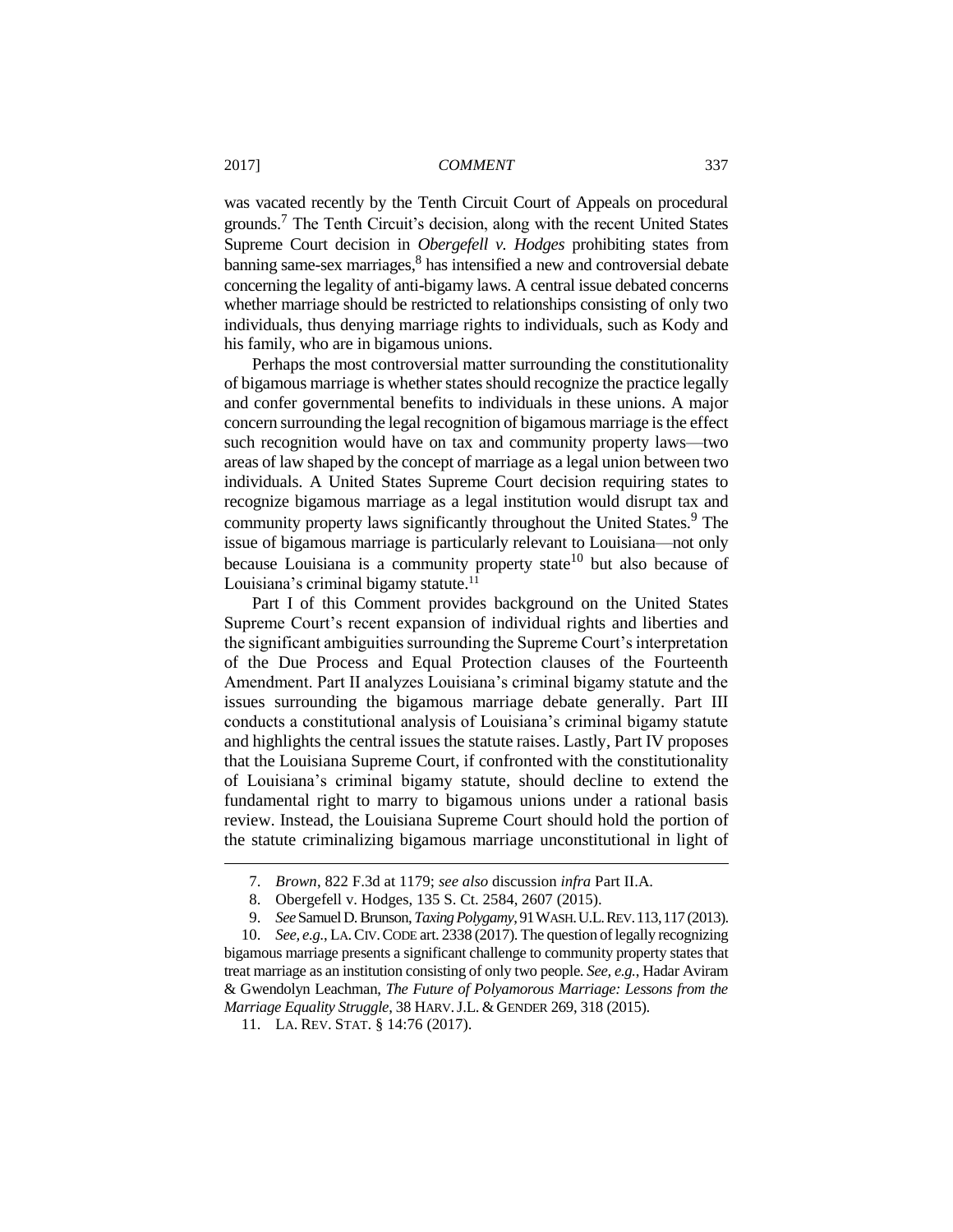was vacated recently by the Tenth Circuit Court of Appeals on procedural grounds.[7] The Tenth Circuit's decision, along with the recent United States Supreme Court decision in *Obergefell v. Hodges* prohibiting states from banning same-sex marriages,[8] has intensified a new and controversial debate concerning the legality of anti-bigamy laws. A central issue debated concerns whether marriage should be restricted to relationships consisting of only two individuals, thus denying marriage rights to individuals, such as Kody and his family, who are in bigamous unions.

Perhaps the most controversial matter surrounding the constitutionality of bigamous marriage is whether states should recognize the practice legally and confer governmental benefits to individuals in these unions. A major concern surrounding the legal recognition of bigamous marriage is the effect such recognition would have on tax and community property laws—two areas of law shaped by the concept of marriage as a legal union between two individuals. A United States Supreme Court decision requiring states to recognize bigamous marriage as a legal institution would disrupt tax and community property laws significantly throughout the United States.[9] The issue of bigamous marriage is particularly relevant to Louisiana—not only because Louisiana is a community property state[10] but also because of Louisiana's criminal bigamy statute.[11]

Part I of this Comment provides background on the United States Supreme Court's recent expansion of individual rights and liberties and the significant ambiguities surrounding the Supreme Court's interpretation of the Due Process and Equal Protection clauses of the Fourteenth Amendment. Part II analyzes Louisiana's criminal bigamy statute and the issues surrounding the bigamous marriage debate generally. Part III conducts a constitutional analysis of Louisiana's criminal bigamy statute and highlights the central issues the statute raises. Lastly, Part IV proposes that the Louisiana Supreme Court, if confronted with the constitutionality of Louisiana's criminal bigamy statute, should decline to extend the fundamental right to marry to bigamous unions under a rational basis review. Instead, the Louisiana Supreme Court should hold the portion of the statute criminalizing bigamous marriage unconstitutional in light of

---

7. *Brown*, 822 F.3d at 1179; *see also* discussion *infra* Part II.A.

8. Obergefell v. Hodges, 135 S. Ct. 2584, 2607 (2015).

9. *See* Samuel D. Brunson, *Taxing Polygamy*, 91 WASH. U.L. REV. 113, 117 (2013).

10. *See, e.g.*, LA. CIV. CODE art. 2338 (2017). The question of legally recognizing bigamous marriage presents a significant challenge to community property states that treat marriage as an institution consisting of only two people. *See, e.g.*, Hadar Aviram & Gwendolyn Leachman, *The Future of Polyamorous Marriage: Lessons from the Marriage Equality Struggle*, 38 HARV. J.L. & GENDER 269, 318 (2015).

11. LA. REV. STAT. § 14:76 (2017).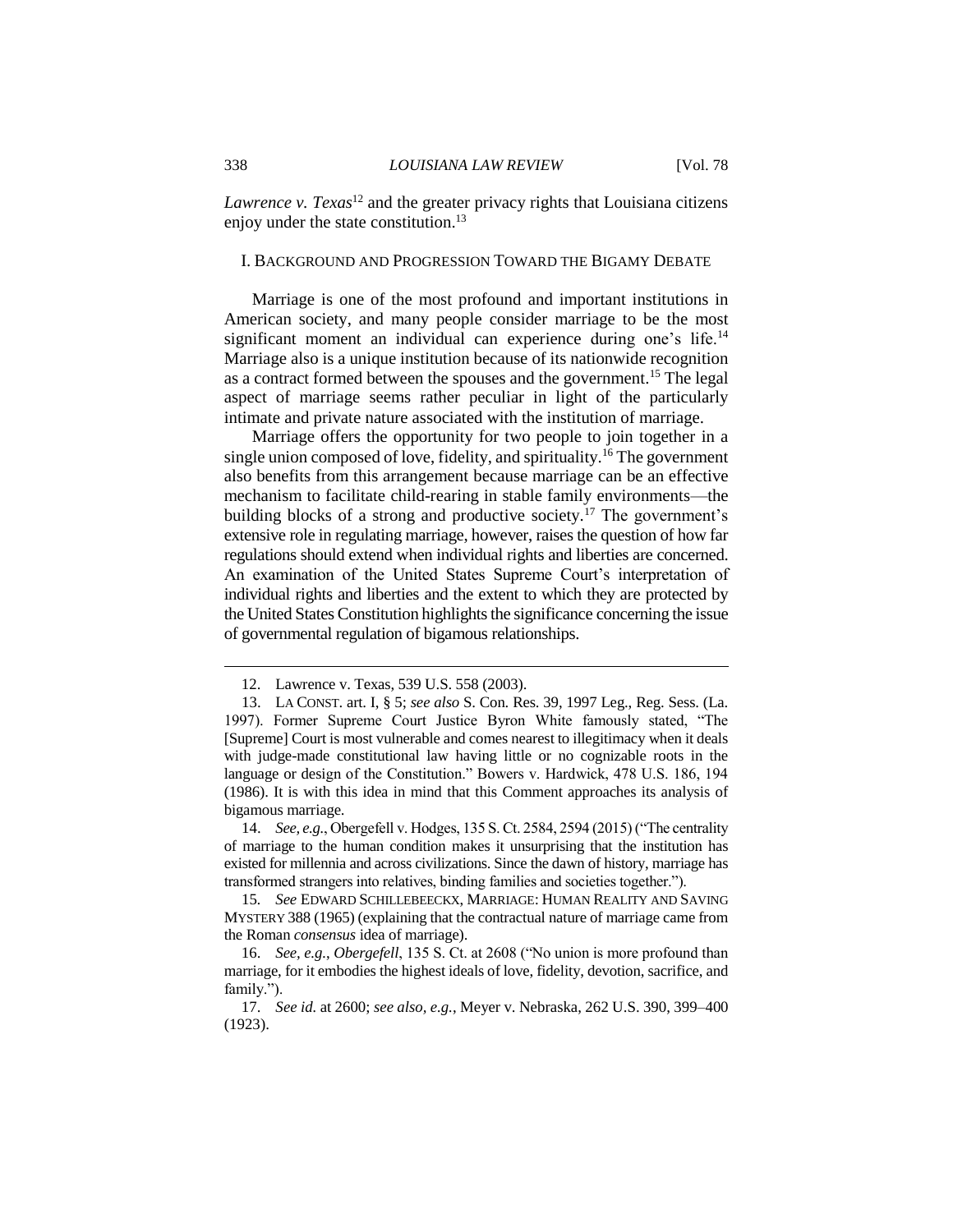*Lawrence v. Texas*[12] and the greater privacy rights that Louisiana citizens enjoy under the state constitution.[13]

## I. BACKGROUND AND PROGRESSION TOWARD THE BIGAMY DEBATE

Marriage is one of the most profound and important institutions in American society, and many people consider marriage to be the most significant moment an individual can experience during one's life.[14] Marriage also is a unique institution because of its nationwide recognition as a contract formed between the spouses and the government.[15] The legal aspect of marriage seems rather peculiar in light of the particularly intimate and private nature associated with the institution of marriage.

Marriage offers the opportunity for two people to join together in a single union composed of love, fidelity, and spirituality.[16] The government also benefits from this arrangement because marriage can be an effective mechanism to facilitate child-rearing in stable family environments—the building blocks of a strong and productive society.[17] The government's extensive role in regulating marriage, however, raises the question of how far regulations should extend when individual rights and liberties are concerned. An examination of the United States Supreme Court's interpretation of individual rights and liberties and the extent to which they are protected by the United States Constitution highlights the significance concerning the issue of governmental regulation of bigamous relationships.

---

12. Lawrence v. Texas, 539 U.S. 558 (2003).

13. LA CONST. art. I, § 5; *see also* S. Con. Res. 39, 1997 Leg., Reg. Sess. (La. 1997). Former Supreme Court Justice Byron White famously stated, "The [Supreme] Court is most vulnerable and comes nearest to illegitimacy when it deals with judge-made constitutional law having little or no cognizable roots in the language or design of the Constitution." Bowers v. Hardwick, 478 U.S. 186, 194 (1986). It is with this idea in mind that this Comment approaches its analysis of bigamous marriage.

14. *See, e.g.*, Obergefell v. Hodges, 135 S. Ct. 2584, 2594 (2015) ("The centrality of marriage to the human condition makes it unsurprising that the institution has existed for millennia and across civilizations. Since the dawn of history, marriage has transformed strangers into relatives, binding families and societies together.").

15. *See* EDWARD SCHILLEBEECKX, MARRIAGE: HUMAN REALITY AND SAVING MYSTERY 388 (1965) (explaining that the contractual nature of marriage came from the Roman *consensus* idea of marriage).

16. *See, e.g.*, *Obergefell*, 135 S. Ct. at 2608 ("No union is more profound than marriage, for it embodies the highest ideals of love, fidelity, devotion, sacrifice, and family.").

17. *See id.* at 2600; *see also, e.g.*, Meyer v. Nebraska, 262 U.S. 390, 399–400 (1923).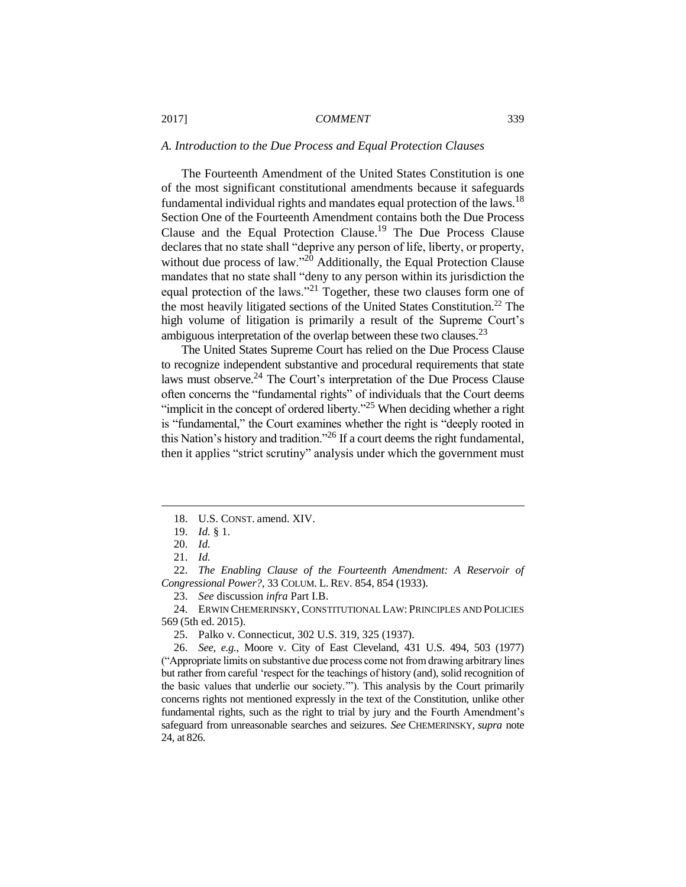### *A. Introduction to the Due Process and Equal Protection Clauses*

The Fourteenth Amendment of the United States Constitution is one of the most significant constitutional amendments because it safeguards fundamental individual rights and mandates equal protection of the laws.[18] Section One of the Fourteenth Amendment contains both the Due Process Clause and the Equal Protection Clause.[19] The Due Process Clause declares that no state shall "deprive any person of life, liberty, or property, without due process of law."[20] Additionally, the Equal Protection Clause mandates that no state shall "deny to any person within its jurisdiction the equal protection of the laws."[21] Together, these two clauses form one of the most heavily litigated sections of the United States Constitution.[22] The high volume of litigation is primarily a result of the Supreme Court's ambiguous interpretation of the overlap between these two clauses.[23]

The United States Supreme Court has relied on the Due Process Clause to recognize independent substantive and procedural requirements that state laws must observe.[24] The Court's interpretation of the Due Process Clause often concerns the "fundamental rights" of individuals that the Court deems "implicit in the concept of ordered liberty."[25] When deciding whether a right is "fundamental," the Court examines whether the right is "deeply rooted in this Nation's history and tradition."[26] If a court deems the right fundamental, then it applies "strict scrutiny" analysis under which the government must

---

18. U.S. CONST. amend. XIV.

19. *Id.* § 1.

20. *Id.*

21. *Id.*

22. *The Enabling Clause of the Fourteenth Amendment: A Reservoir of Congressional Power?*, 33 COLUM. L. REV. 854, 854 (1933).

23. *See* discussion *infra* Part I.B.

24. ERWIN CHEMERINSKY, CONSTITUTIONAL LAW: PRINCIPLES AND POLICIES 569 (5th ed. 2015).

25. Palko v. Connecticut, 302 U.S. 319, 325 (1937).

26. *See, e.g.*, Moore v. City of East Cleveland, 431 U.S. 494, 503 (1977) ("Appropriate limits on substantive due process come not from drawing arbitrary lines but rather from careful 'respect for the teachings of history (and), solid recognition of the basic values that underlie our society.'"). This analysis by the Court primarily concerns rights not mentioned expressly in the text of the Constitution, unlike other fundamental rights, such as the right to trial by jury and the Fourth Amendment's safeguard from unreasonable searches and seizures. *See* CHEMERINSKY, *supra* note 24, at 826.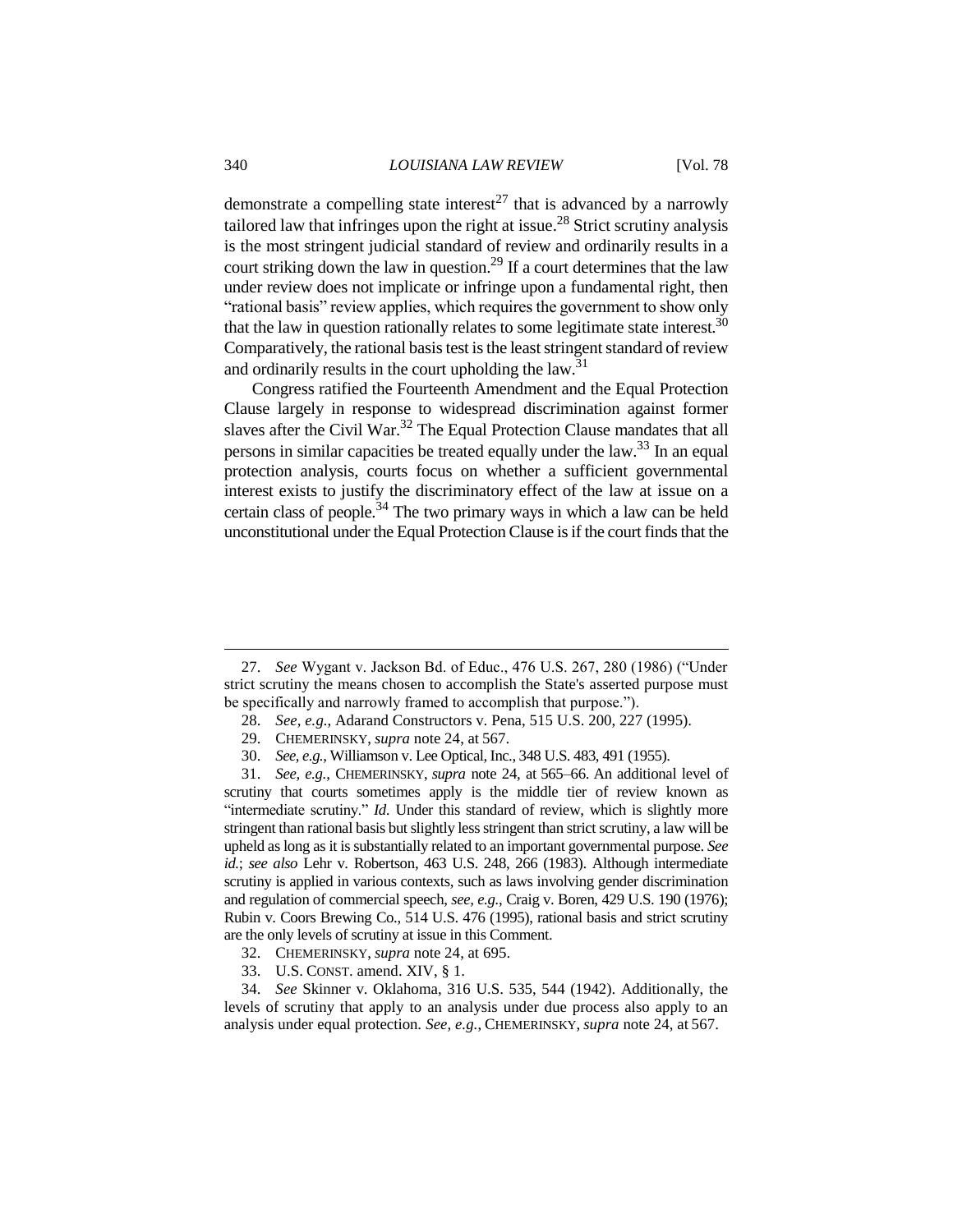demonstrate a compelling state interest[27] that is advanced by a narrowly tailored law that infringes upon the right at issue.[28] Strict scrutiny analysis is the most stringent judicial standard of review and ordinarily results in a court striking down the law in question.[29] If a court determines that the law under review does not implicate or infringe upon a fundamental right, then "rational basis" review applies, which requires the government to show only that the law in question rationally relates to some legitimate state interest.[30] Comparatively, the rational basis test is the least stringent standard of review and ordinarily results in the court upholding the law.[31]

Congress ratified the Fourteenth Amendment and the Equal Protection Clause largely in response to widespread discrimination against former slaves after the Civil War.[32] The Equal Protection Clause mandates that all persons in similar capacities be treated equally under the law.[33] In an equal protection analysis, courts focus on whether a sufficient governmental interest exists to justify the discriminatory effect of the law at issue on a certain class of people.[34] The two primary ways in which a law can be held unconstitutional under the Equal Protection Clause is if the court finds that the

---

27. *See* Wygant v. Jackson Bd. of Educ., 476 U.S. 267, 280 (1986) ("Under strict scrutiny the means chosen to accomplish the State's asserted purpose must be specifically and narrowly framed to accomplish that purpose.").

28. *See, e.g.*, Adarand Constructors v. Pena, 515 U.S. 200, 227 (1995).

29. CHEMERINSKY, *supra* note 24, at 567.

30. *See, e.g.*, Williamson v. Lee Optical, Inc., 348 U.S. 483, 491 (1955).

31. *See, e.g.*, CHEMERINSKY, *supra* note 24, at 565–66. An additional level of scrutiny that courts sometimes apply is the middle tier of review known as "intermediate scrutiny." *Id.* Under this standard of review, which is slightly more stringent than rational basis but slightly less stringent than strict scrutiny, a law will be upheld as long as it is substantially related to an important governmental purpose. *See id.*; *see also* Lehr v. Robertson, 463 U.S. 248, 266 (1983). Although intermediate scrutiny is applied in various contexts, such as laws involving gender discrimination and regulation of commercial speech, *see, e.g.*, Craig v. Boren, 429 U.S. 190 (1976); Rubin v. Coors Brewing Co., 514 U.S. 476 (1995), rational basis and strict scrutiny are the only levels of scrutiny at issue in this Comment.

32. CHEMERINSKY, *supra* note 24, at 695.

33. U.S. CONST. amend. XIV, § 1.

34. *See* Skinner v. Oklahoma, 316 U.S. 535, 544 (1942). Additionally, the levels of scrutiny that apply to an analysis under due process also apply to an analysis under equal protection. *See, e.g.*, CHEMERINSKY, *supra* note 24, at 567.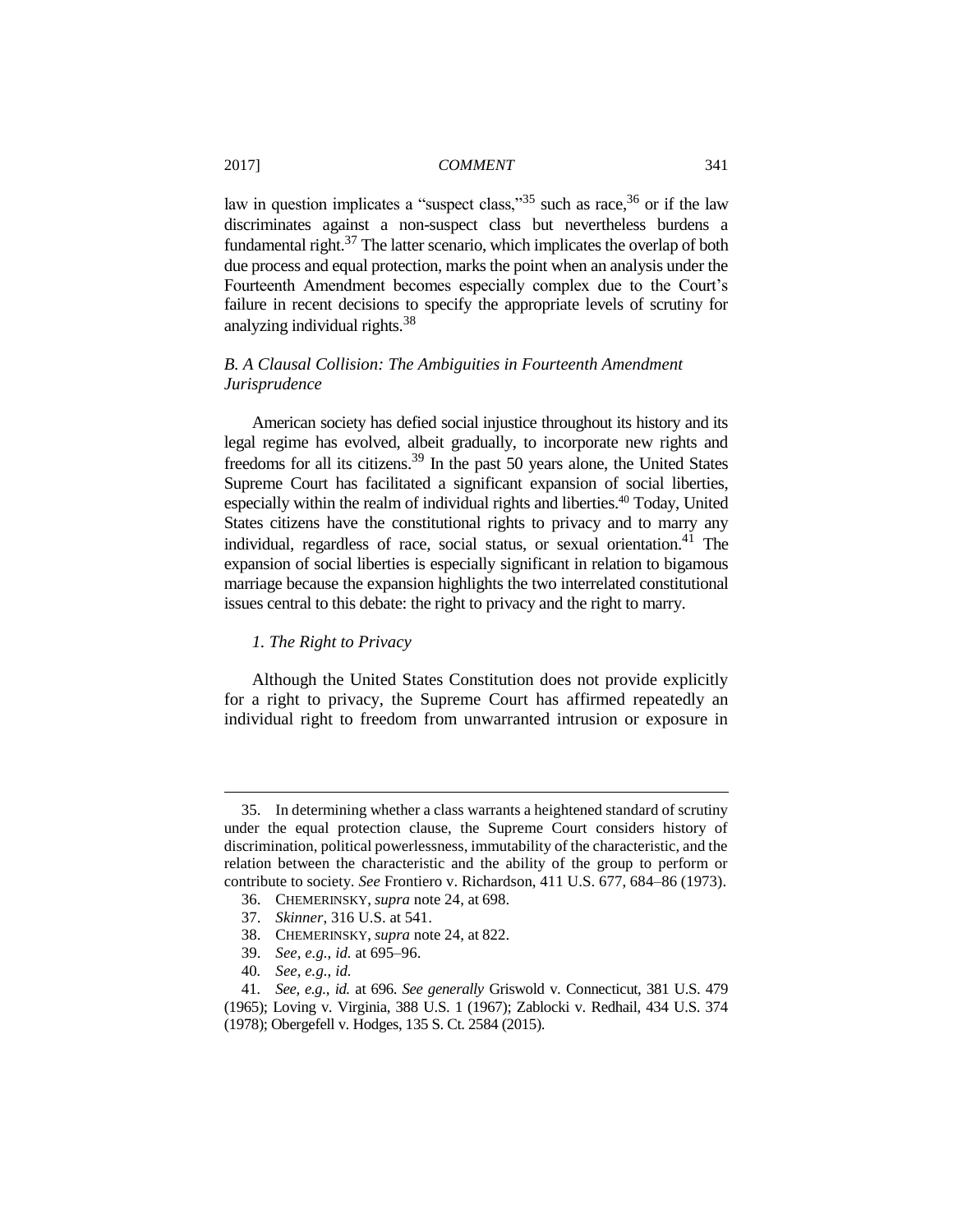law in question implicates a "suspect class,"[35] such as race,[36] or if the law discriminates against a non-suspect class but nevertheless burdens a fundamental right.[37] The latter scenario, which implicates the overlap of both due process and equal protection, marks the point when an analysis under the Fourteenth Amendment becomes especially complex due to the Court's failure in recent decisions to specify the appropriate levels of scrutiny for analyzing individual rights.[38]

### *B. A Clausal Collision: The Ambiguities in Fourteenth Amendment Jurisprudence*

American society has defied social injustice throughout its history and its legal regime has evolved, albeit gradually, to incorporate new rights and freedoms for all its citizens.[39] In the past 50 years alone, the United States Supreme Court has facilitated a significant expansion of social liberties, especially within the realm of individual rights and liberties.[40] Today, United States citizens have the constitutional rights to privacy and to marry any individual, regardless of race, social status, or sexual orientation.[41] The expansion of social liberties is especially significant in relation to bigamous marriage because the expansion highlights the two interrelated constitutional issues central to this debate: the right to privacy and the right to marry.

#### *1. The Right to Privacy*

Although the United States Constitution does not provide explicitly for a right to privacy, the Supreme Court has affirmed repeatedly an individual right to freedom from unwarranted intrusion or exposure in

---

35. In determining whether a class warrants a heightened standard of scrutiny under the equal protection clause, the Supreme Court considers history of discrimination, political powerlessness, immutability of the characteristic, and the relation between the characteristic and the ability of the group to perform or contribute to society. *See* Frontiero v. Richardson, 411 U.S. 677, 684–86 (1973).

36. CHEMERINSKY, *supra* note 24, at 698.

37. *Skinner*, 316 U.S. at 541.

38. CHEMERINSKY, *supra* note 24, at 822.

39. *See, e.g.*, *id.* at 695–96.

40. *See, e.g.*, *id.*

41. *See, e.g.*, *id.* at 696. *See generally* Griswold v. Connecticut, 381 U.S. 479 (1965); Loving v. Virginia, 388 U.S. 1 (1967); Zablocki v. Redhail, 434 U.S. 374 (1978); Obergefell v. Hodges, 135 S. Ct. 2584 (2015).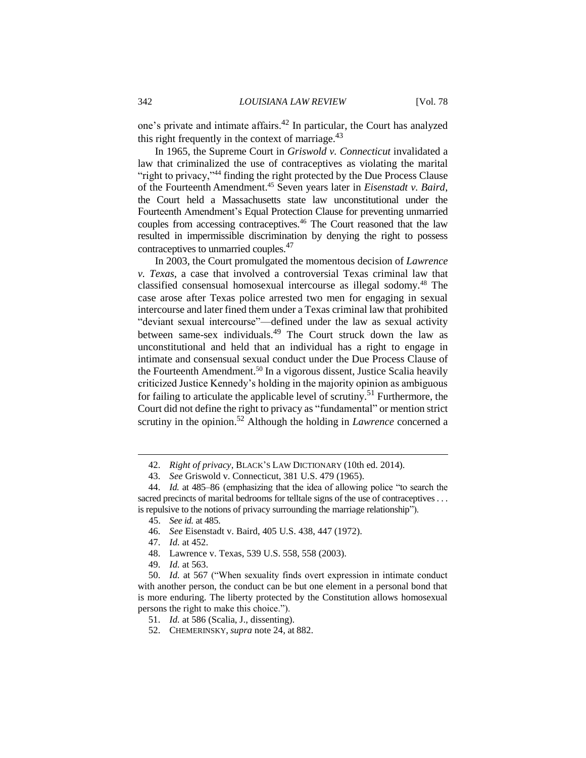one's private and intimate affairs.[42] In particular, the Court has analyzed this right frequently in the context of marriage.[43]

In 1965, the Supreme Court in *Griswold v. Connecticut* invalidated a law that criminalized the use of contraceptives as violating the marital "right to privacy,"[44] finding the right protected by the Due Process Clause of the Fourteenth Amendment.[45] Seven years later in *Eisenstadt v. Baird*, the Court held a Massachusetts state law unconstitutional under the Fourteenth Amendment's Equal Protection Clause for preventing unmarried couples from accessing contraceptives.[46] The Court reasoned that the law resulted in impermissible discrimination by denying the right to possess contraceptives to unmarried couples.[47]

In 2003, the Court promulgated the momentous decision of *Lawrence v. Texas*, a case that involved a controversial Texas criminal law that classified consensual homosexual intercourse as illegal sodomy.[48] The case arose after Texas police arrested two men for engaging in sexual intercourse and later fined them under a Texas criminal law that prohibited "deviant sexual intercourse"—defined under the law as sexual activity between same-sex individuals.[49] The Court struck down the law as unconstitutional and held that an individual has a right to engage in intimate and consensual sexual conduct under the Due Process Clause of the Fourteenth Amendment.[50] In a vigorous dissent, Justice Scalia heavily criticized Justice Kennedy's holding in the majority opinion as ambiguous for failing to articulate the applicable level of scrutiny.[51] Furthermore, the Court did not define the right to privacy as "fundamental" or mention strict scrutiny in the opinion.[52] Although the holding in *Lawrence* concerned a

---

42. *Right of privacy*, BLACK'S LAW DICTIONARY (10th ed. 2014).

43. *See* Griswold v. Connecticut, 381 U.S. 479 (1965).

44. *Id.* at 485–86 (emphasizing that the idea of allowing police "to search the sacred precincts of marital bedrooms for telltale signs of the use of contraceptives . . . is repulsive to the notions of privacy surrounding the marriage relationship").

45. *See id.* at 485.

46. *See* Eisenstadt v. Baird, 405 U.S. 438, 447 (1972).

47. *Id.* at 452.

48. Lawrence v. Texas, 539 U.S. 558, 558 (2003).

49. *Id.* at 563.

50. *Id.* at 567 ("When sexuality finds overt expression in intimate conduct with another person, the conduct can be but one element in a personal bond that is more enduring. The liberty protected by the Constitution allows homosexual persons the right to make this choice.").

51. *Id.* at 586 (Scalia, J., dissenting).

52. CHEMERINSKY, *supra* note 24, at 882.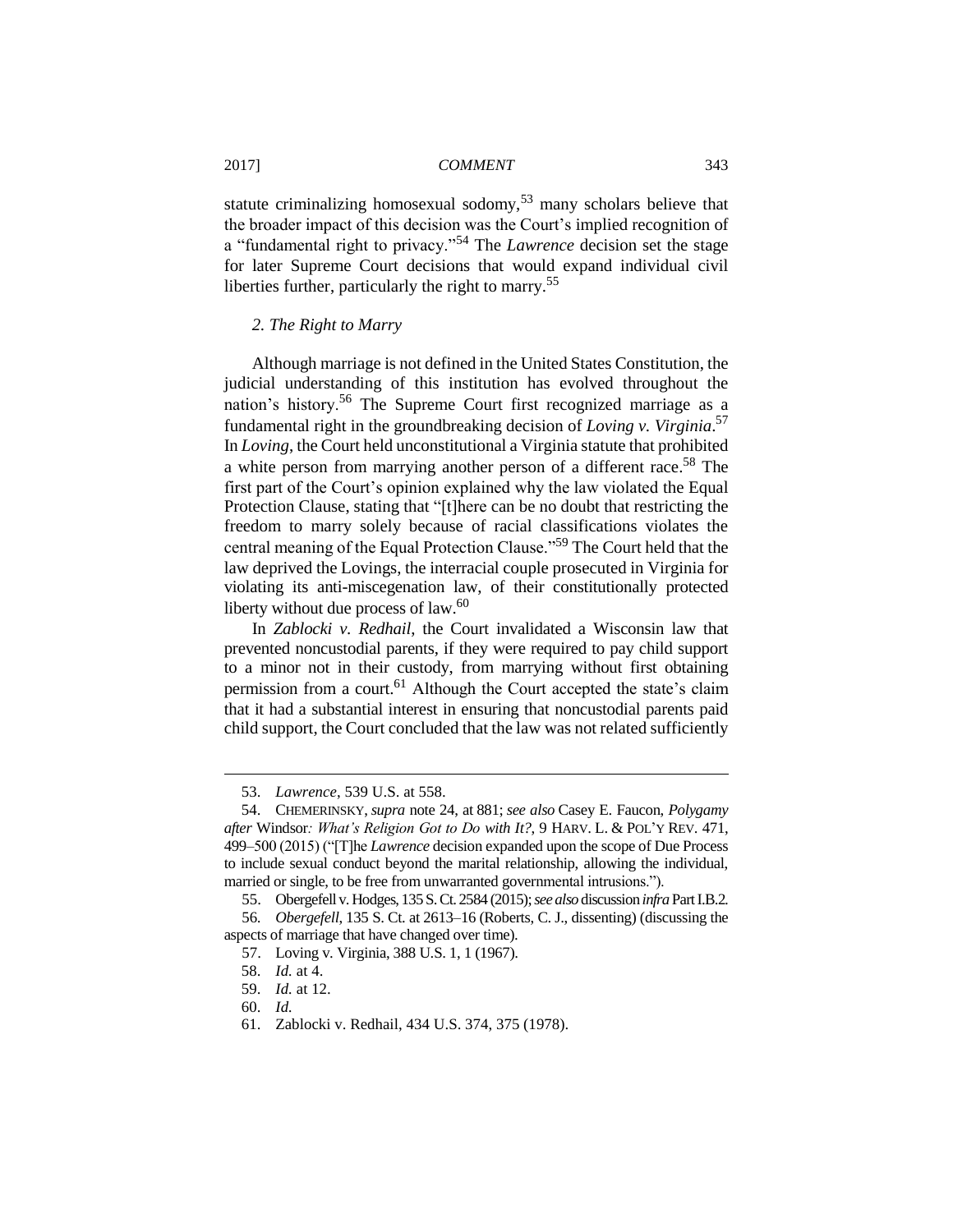statute criminalizing homosexual sodomy,[53] many scholars believe that the broader impact of this decision was the Court's implied recognition of a "fundamental right to privacy."[54] The *Lawrence* decision set the stage for later Supreme Court decisions that would expand individual civil liberties further, particularly the right to marry.[55]

### *2. The Right to Marry*

Although marriage is not defined in the United States Constitution, the judicial understanding of this institution has evolved throughout the nation's history.[56] The Supreme Court first recognized marriage as a fundamental right in the groundbreaking decision of *Loving v. Virginia*.[57] In *Loving*, the Court held unconstitutional a Virginia statute that prohibited a white person from marrying another person of a different race.[58] The first part of the Court's opinion explained why the law violated the Equal Protection Clause, stating that "[t]here can be no doubt that restricting the freedom to marry solely because of racial classifications violates the central meaning of the Equal Protection Clause."[59] The Court held that the law deprived the Lovings, the interracial couple prosecuted in Virginia for violating its anti-miscegenation law, of their constitutionally protected liberty without due process of law.[60]

In *Zablocki v. Redhail*, the Court invalidated a Wisconsin law that prevented noncustodial parents, if they were required to pay child support to a minor not in their custody, from marrying without first obtaining permission from a court.[61] Although the Court accepted the state's claim that it had a substantial interest in ensuring that noncustodial parents paid child support, the Court concluded that the law was not related sufficiently

---

53. *Lawrence*, 539 U.S. at 558.

54. CHEMERINSKY, *supra* note 24, at 881; *see also* Casey E. Faucon, *Polygamy after* Windsor*: What's Religion Got to Do with It?*, 9 HARV. L. & POL'Y REV. 471, 499–500 (2015) ("[T]he *Lawrence* decision expanded upon the scope of Due Process to include sexual conduct beyond the marital relationship, allowing the individual, married or single, to be free from unwarranted governmental intrusions.").

55. Obergefell v. Hodges, 135 S. Ct. 2584 (2015); *see also* discussion *infra* Part I.B.2.

56. *Obergefell*, 135 S. Ct. at 2613–16 (Roberts, C. J., dissenting) (discussing the aspects of marriage that have changed over time).

57. Loving v. Virginia, 388 U.S. 1, 1 (1967).

58. *Id.* at 4.

59. *Id.* at 12.

60. *Id.*

61. Zablocki v. Redhail, 434 U.S. 374, 375 (1978).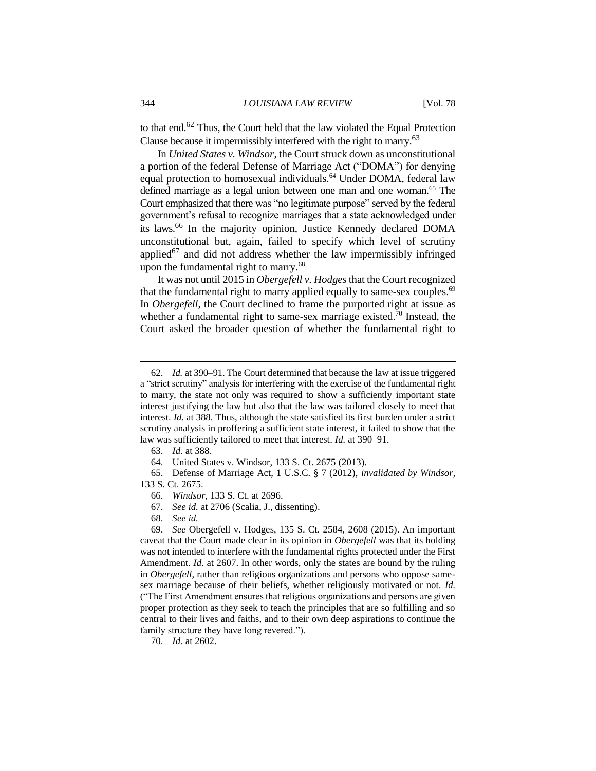to that end.[62] Thus, the Court held that the law violated the Equal Protection Clause because it impermissibly interfered with the right to marry.[63]

In *United States v. Windsor*, the Court struck down as unconstitutional a portion of the federal Defense of Marriage Act ("DOMA") for denying equal protection to homosexual individuals.[64] Under DOMA, federal law defined marriage as a legal union between one man and one woman.[65] The Court emphasized that there was "no legitimate purpose" served by the federal government's refusal to recognize marriages that a state acknowledged under its laws.[66] In the majority opinion, Justice Kennedy declared DOMA unconstitutional but, again, failed to specify which level of scrutiny applied[67] and did not address whether the law impermissibly infringed upon the fundamental right to marry.[68]

It was not until 2015 in *Obergefell v. Hodges* that the Court recognized that the fundamental right to marry applied equally to same-sex couples.[69] In *Obergefell*, the Court declined to frame the purported right at issue as whether a fundamental right to same-sex marriage existed.[70] Instead, the Court asked the broader question of whether the fundamental right to

---

62. *Id.* at 390–91. The Court determined that because the law at issue triggered a "strict scrutiny" analysis for interfering with the exercise of the fundamental right to marry, the state not only was required to show a sufficiently important state interest justifying the law but also that the law was tailored closely to meet that interest. *Id.* at 388. Thus, although the state satisfied its first burden under a strict scrutiny analysis in proffering a sufficient state interest, it failed to show that the law was sufficiently tailored to meet that interest. *Id.* at 390–91.

63. *Id.* at 388.

64. United States v. Windsor, 133 S. Ct. 2675 (2013).

65. Defense of Marriage Act, 1 U.S.C. § 7 (2012), *invalidated by Windsor*, 133 S. Ct. 2675.

66. *Windsor*, 133 S. Ct. at 2696.

67. *See id.* at 2706 (Scalia, J., dissenting).

68. *See id.*

69. *See* Obergefell v. Hodges, 135 S. Ct. 2584, 2608 (2015). An important caveat that the Court made clear in its opinion in *Obergefell* was that its holding was not intended to interfere with the fundamental rights protected under the First Amendment. *Id.* at 2607. In other words, only the states are bound by the ruling in *Obergefell*, rather than religious organizations and persons who oppose same-sex marriage because of their beliefs, whether religiously motivated or not. *Id.* ("The First Amendment ensures that religious organizations and persons are given proper protection as they seek to teach the principles that are so fulfilling and so central to their lives and faiths, and to their own deep aspirations to continue the family structure they have long revered.").

70. *Id.* at 2602.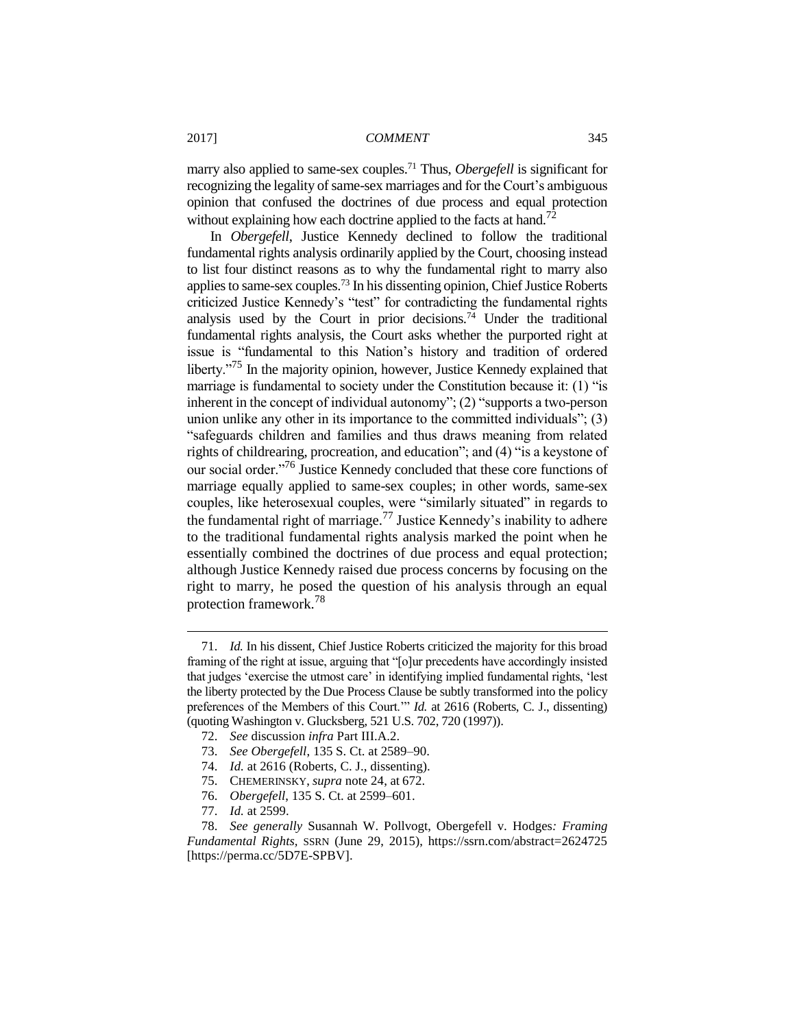marry also applied to same-sex couples.[71] Thus, *Obergefell* is significant for recognizing the legality of same-sex marriages and for the Court's ambiguous opinion that confused the doctrines of due process and equal protection without explaining how each doctrine applied to the facts at hand.[72]

In *Obergefell*, Justice Kennedy declined to follow the traditional fundamental rights analysis ordinarily applied by the Court, choosing instead to list four distinct reasons as to why the fundamental right to marry also applies to same-sex couples.[73] In his dissenting opinion, Chief Justice Roberts criticized Justice Kennedy's "test" for contradicting the fundamental rights analysis used by the Court in prior decisions.[74] Under the traditional fundamental rights analysis, the Court asks whether the purported right at issue is "fundamental to this Nation's history and tradition of ordered liberty."[75] In the majority opinion, however, Justice Kennedy explained that marriage is fundamental to society under the Constitution because it: (1) "is inherent in the concept of individual autonomy"; (2) "supports a two-person union unlike any other in its importance to the committed individuals"; (3) "safeguards children and families and thus draws meaning from related rights of childrearing, procreation, and education"; and (4) "is a keystone of our social order."[76] Justice Kennedy concluded that these core functions of marriage equally applied to same-sex couples; in other words, same-sex couples, like heterosexual couples, were "similarly situated" in regards to the fundamental right of marriage.[77] Justice Kennedy's inability to adhere to the traditional fundamental rights analysis marked the point when he essentially combined the doctrines of due process and equal protection; although Justice Kennedy raised due process concerns by focusing on the right to marry, he posed the question of his analysis through an equal protection framework.[78]

---

71. *Id.* In his dissent, Chief Justice Roberts criticized the majority for this broad framing of the right at issue, arguing that "[o]ur precedents have accordingly insisted that judges 'exercise the utmost care' in identifying implied fundamental rights, 'lest the liberty protected by the Due Process Clause be subtly transformed into the policy preferences of the Members of this Court.'" *Id.* at 2616 (Roberts, C. J., dissenting) (quoting Washington v. Glucksberg, 521 U.S. 702, 720 (1997)).

72. *See* discussion *infra* Part III.A.2.

73. *See Obergefell*, 135 S. Ct. at 2589–90.

74. *Id.* at 2616 (Roberts, C. J., dissenting).

75. CHEMERINSKY, *supra* note 24, at 672.

76. *Obergefell*, 135 S. Ct. at 2599–601.

77. *Id.* at 2599.

78. *See generally* Susannah W. Pollvogt, Obergefell v. Hodges*: Framing Fundamental Rights*, SSRN (June 29, 2015), https://ssrn.com/abstract=2624725 [https://perma.cc/5D7E-SPBV].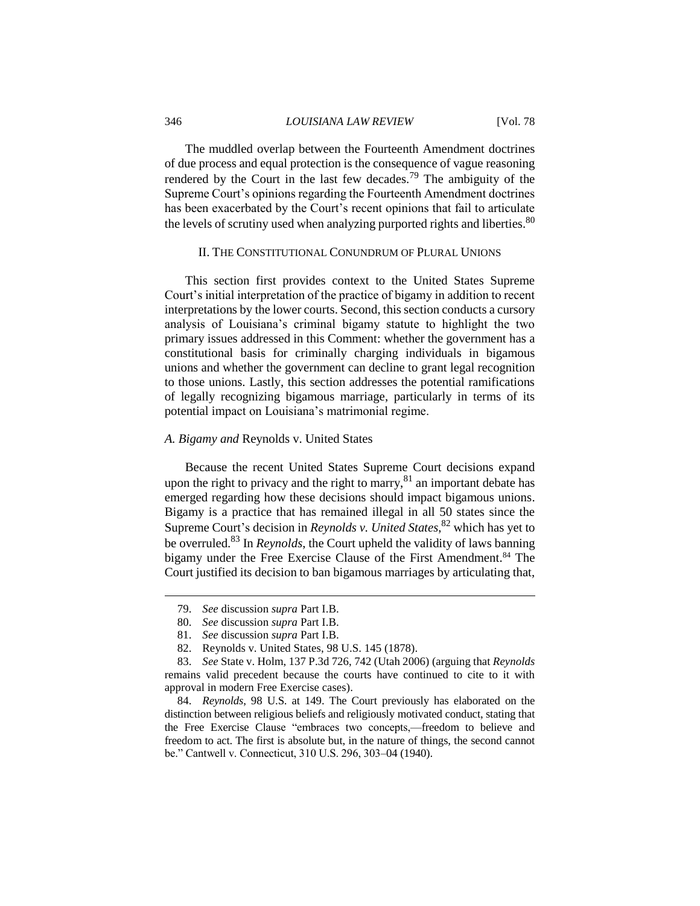The muddled overlap between the Fourteenth Amendment doctrines of due process and equal protection is the consequence of vague reasoning rendered by the Court in the last few decades.[79] The ambiguity of the Supreme Court's opinions regarding the Fourteenth Amendment doctrines has been exacerbated by the Court's recent opinions that fail to articulate the levels of scrutiny used when analyzing purported rights and liberties.[80]

## II. THE CONSTITUTIONAL CONUNDRUM OF PLURAL UNIONS

This section first provides context to the United States Supreme Court's initial interpretation of the practice of bigamy in addition to recent interpretations by the lower courts. Second, this section conducts a cursory analysis of Louisiana's criminal bigamy statute to highlight the two primary issues addressed in this Comment: whether the government has a constitutional basis for criminally charging individuals in bigamous unions and whether the government can decline to grant legal recognition to those unions. Lastly, this section addresses the potential ramifications of legally recognizing bigamous marriage, particularly in terms of its potential impact on Louisiana's matrimonial regime.

### *A. Bigamy and* Reynolds v. United States

Because the recent United States Supreme Court decisions expand upon the right to privacy and the right to marry,[81] an important debate has emerged regarding how these decisions should impact bigamous unions. Bigamy is a practice that has remained illegal in all 50 states since the Supreme Court's decision in *Reynolds v. United States*,[82] which has yet to be overruled.[83] In *Reynolds*, the Court upheld the validity of laws banning bigamy under the Free Exercise Clause of the First Amendment.[84] The Court justified its decision to ban bigamous marriages by articulating that,

---

79. *See* discussion *supra* Part I.B.

80. *See* discussion *supra* Part I.B.

81. *See* discussion *supra* Part I.B.

82. Reynolds v. United States, 98 U.S. 145 (1878).

83. *See* State v. Holm, 137 P.3d 726, 742 (Utah 2006) (arguing that *Reynolds* remains valid precedent because the courts have continued to cite to it with approval in modern Free Exercise cases).

84. *Reynolds*, 98 U.S. at 149. The Court previously has elaborated on the distinction between religious beliefs and religiously motivated conduct, stating that the Free Exercise Clause "embraces two concepts,—freedom to believe and freedom to act. The first is absolute but, in the nature of things, the second cannot be." Cantwell v. Connecticut, 310 U.S. 296, 303–04 (1940).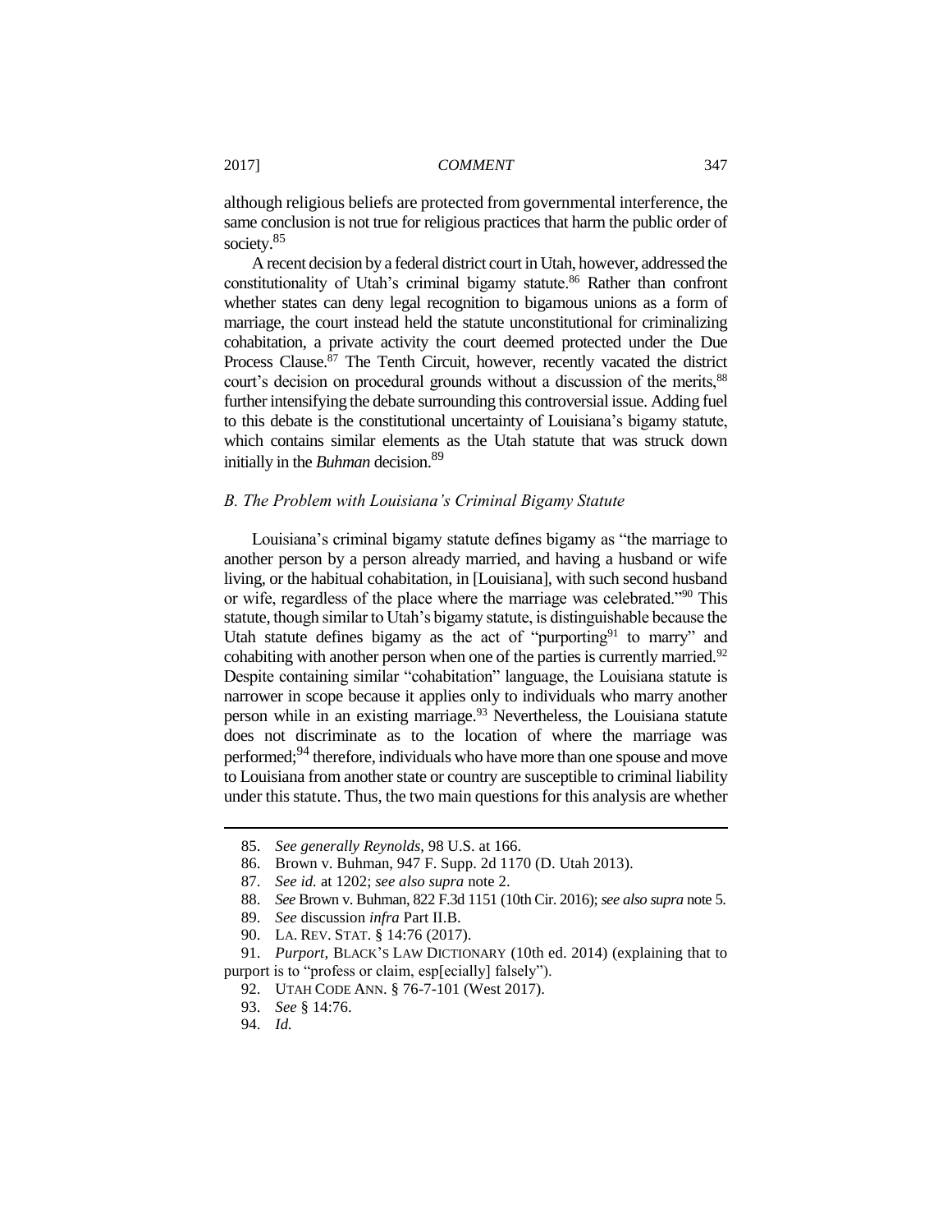although religious beliefs are protected from governmental interference, the same conclusion is not true for religious practices that harm the public order of society.[85]

A recent decision by a federal district court in Utah, however, addressed the constitutionality of Utah's criminal bigamy statute.[86] Rather than confront whether states can deny legal recognition to bigamous unions as a form of marriage, the court instead held the statute unconstitutional for criminalizing cohabitation, a private activity the court deemed protected under the Due Process Clause.[87] The Tenth Circuit, however, recently vacated the district court's decision on procedural grounds without a discussion of the merits,[88] further intensifying the debate surrounding this controversial issue. Adding fuel to this debate is the constitutional uncertainty of Louisiana's bigamy statute, which contains similar elements as the Utah statute that was struck down initially in the *Buhman* decision.[89]

### *B. The Problem with Louisiana's Criminal Bigamy Statute*

Louisiana's criminal bigamy statute defines bigamy as "the marriage to another person by a person already married, and having a husband or wife living, or the habitual cohabitation, in [Louisiana], with such second husband or wife, regardless of the place where the marriage was celebrated."[90] This statute, though similar to Utah's bigamy statute, is distinguishable because the Utah statute defines bigamy as the act of "purporting[91] to marry" and cohabiting with another person when one of the parties is currently married.[92] Despite containing similar "cohabitation" language, the Louisiana statute is narrower in scope because it applies only to individuals who marry another person while in an existing marriage.[93] Nevertheless, the Louisiana statute does not discriminate as to the location of where the marriage was performed;[94] therefore, individuals who have more than one spouse and move to Louisiana from another state or country are susceptible to criminal liability under this statute. Thus, the two main questions for this analysis are whether

---

85. *See generally Reynolds*, 98 U.S. at 166.

86. Brown v. Buhman, 947 F. Supp. 2d 1170 (D. Utah 2013).

87. *See id.* at 1202; *see also supra* note 2.

88. *See* Brown v. Buhman, 822 F.3d 1151 (10th Cir. 2016); *see also supra* note 5.

89. *See* discussion *infra* Part II.B.

90. LA. REV. STAT. § 14:76 (2017).

91. *Purport*, BLACK'S LAW DICTIONARY (10th ed. 2014) (explaining that to purport is to "profess or claim, esp[ecially] falsely").

92. UTAH CODE ANN. § 76-7-101 (West 2017).

93. *See* § 14:76.

94. *Id.*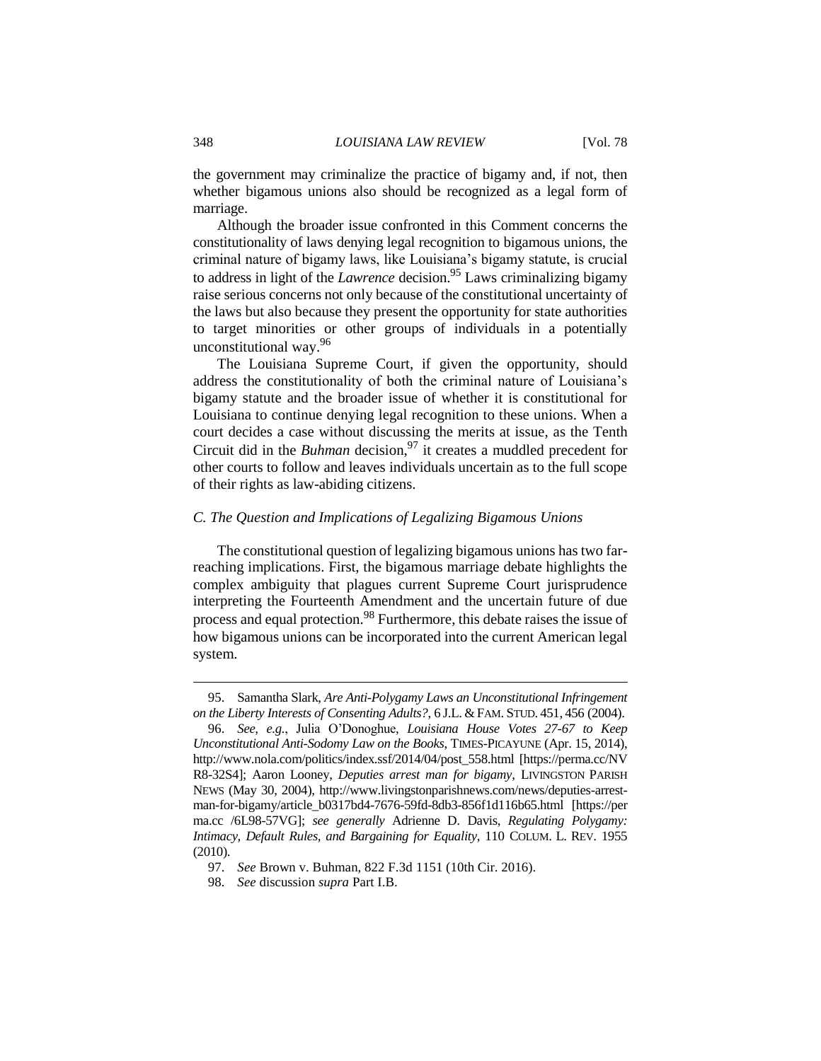the government may criminalize the practice of bigamy and, if not, then whether bigamous unions also should be recognized as a legal form of marriage.

Although the broader issue confronted in this Comment concerns the constitutionality of laws denying legal recognition to bigamous unions, the criminal nature of bigamy laws, like Louisiana's bigamy statute, is crucial to address in light of the *Lawrence* decision.[95] Laws criminalizing bigamy raise serious concerns not only because of the constitutional uncertainty of the laws but also because they present the opportunity for state authorities to target minorities or other groups of individuals in a potentially unconstitutional way.[96]

The Louisiana Supreme Court, if given the opportunity, should address the constitutionality of both the criminal nature of Louisiana's bigamy statute and the broader issue of whether it is constitutional for Louisiana to continue denying legal recognition to these unions. When a court decides a case without discussing the merits at issue, as the Tenth Circuit did in the *Buhman* decision,[97] it creates a muddled precedent for other courts to follow and leaves individuals uncertain as to the full scope of their rights as law-abiding citizens.

### *C. The Question and Implications of Legalizing Bigamous Unions*

The constitutional question of legalizing bigamous unions has two far-reaching implications. First, the bigamous marriage debate highlights the complex ambiguity that plagues current Supreme Court jurisprudence interpreting the Fourteenth Amendment and the uncertain future of due process and equal protection.[98] Furthermore, this debate raises the issue of how bigamous unions can be incorporated into the current American legal system.

---

95. Samantha Slark, *Are Anti-Polygamy Laws an Unconstitutional Infringement on the Liberty Interests of Consenting Adults?*, 6 J.L. & FAM. STUD. 451, 456 (2004).

96. *See, e.g.*, Julia O'Donoghue, *Louisiana House Votes 27-67 to Keep Unconstitutional Anti-Sodomy Law on the Books*, TIMES-PICAYUNE (Apr. 15, 2014), http://www.nola.com/politics/index.ssf/2014/04/post_558.html [https://perma.cc/NVR8-32S4]; Aaron Looney, *Deputies arrest man for bigamy*, LIVINGSTON PARISH NEWS (May 30, 2004), http://www.livingstonparishnews.com/news/deputies-arrest-man-for-bigamy/article_b0317bd4-7676-59fd-8db3-856f1d116b65.html [https://perma.cc /6L98-57VG]; *see generally* Adrienne D. Davis, *Regulating Polygamy: Intimacy, Default Rules, and Bargaining for Equality*, 110 COLUM. L. REV. 1955 (2010).

97. *See* Brown v. Buhman, 822 F.3d 1151 (10th Cir. 2016).

98. *See* discussion *supra* Part I.B.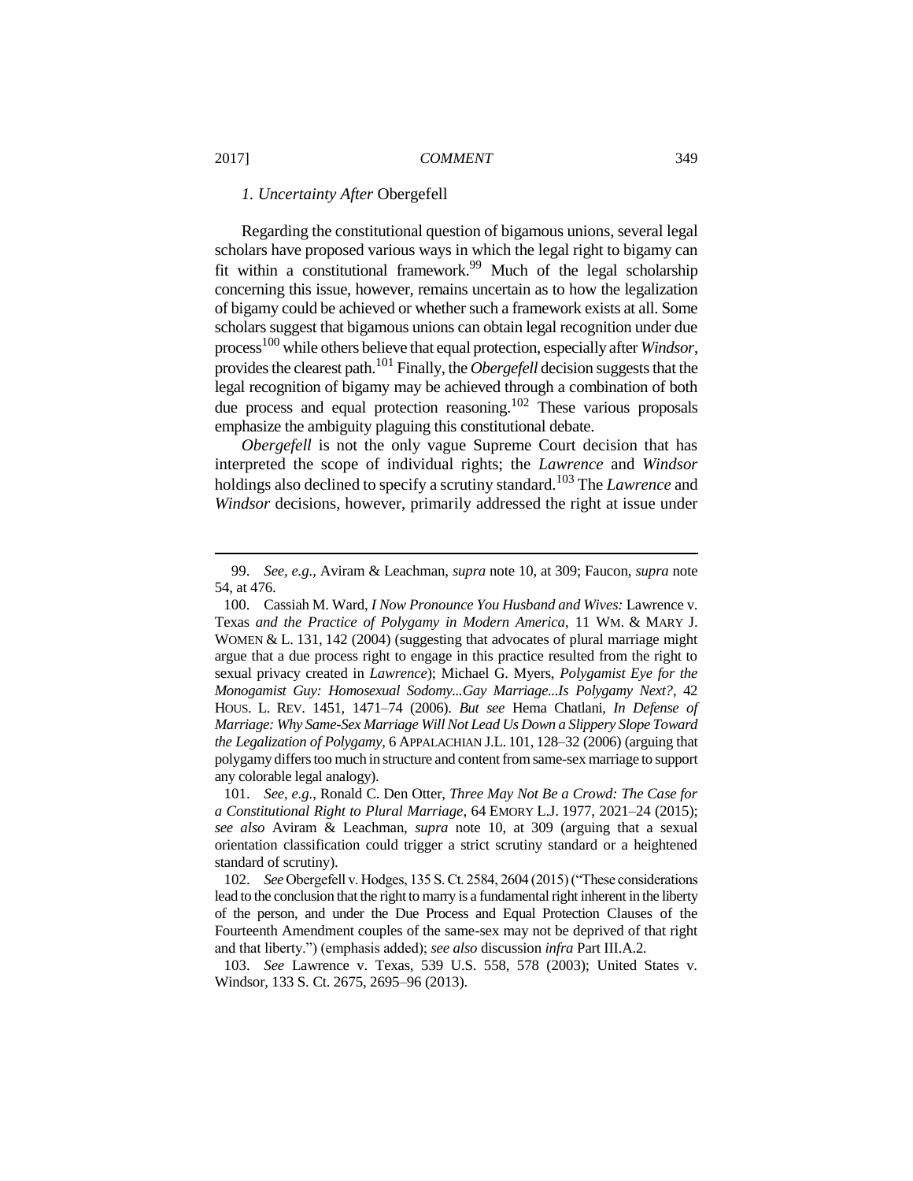### *1. Uncertainty After* Obergefell

Regarding the constitutional question of bigamous unions, several legal scholars have proposed various ways in which the legal right to bigamy can fit within a constitutional framework.[99] Much of the legal scholarship concerning this issue, however, remains uncertain as to how the legalization of bigamy could be achieved or whether such a framework exists at all. Some scholars suggest that bigamous unions can obtain legal recognition under due process[100] while others believe that equal protection, especially after *Windsor*, provides the clearest path.[101] Finally, the *Obergefell* decision suggests that the legal recognition of bigamy may be achieved through a combination of both due process and equal protection reasoning.[102] These various proposals emphasize the ambiguity plaguing this constitutional debate.

*Obergefell* is not the only vague Supreme Court decision that has interpreted the scope of individual rights; the *Lawrence* and *Windsor* holdings also declined to specify a scrutiny standard.[103] The *Lawrence* and *Windsor* decisions, however, primarily addressed the right at issue under

---

99. *See, e.g.*, Aviram & Leachman, *supra* note 10, at 309; Faucon, *supra* note 54, at 476.

100. Cassiah M. Ward, *I Now Pronounce You Husband and Wives:* Lawrence v. Texas *and the Practice of Polygamy in Modern America*, 11 WM. & MARY J. WOMEN & L. 131, 142 (2004) (suggesting that advocates of plural marriage might argue that a due process right to engage in this practice resulted from the right to sexual privacy created in *Lawrence*); Michael G. Myers, *Polygamist Eye for the Monogamist Guy: Homosexual Sodomy...Gay Marriage...Is Polygamy Next?*, 42 HOUS. L. REV. 1451, 1471–74 (2006). *But see* Hema Chatlani, *In Defense of Marriage: Why Same-Sex Marriage Will Not Lead Us Down a Slippery Slope Toward the Legalization of Polygamy*, 6 APPALACHIAN J.L. 101, 128–32 (2006) (arguing that polygamy differs too much in structure and content from same-sex marriage to support any colorable legal analogy).

101. *See, e.g.*, Ronald C. Den Otter, *Three May Not Be a Crowd: The Case for a Constitutional Right to Plural Marriage*, 64 EMORY L.J. 1977, 2021–24 (2015); *see also* Aviram & Leachman, *supra* note 10, at 309 (arguing that a sexual orientation classification could trigger a strict scrutiny standard or a heightened standard of scrutiny).

102. *See* Obergefell v. Hodges, 135 S. Ct. 2584, 2604 (2015) ("These considerations lead to the conclusion that the right to marry is a fundamental right inherent in the liberty of the person, and under the Due Process and Equal Protection Clauses of the Fourteenth Amendment couples of the same-sex may not be deprived of that right and that liberty.") (emphasis added); *see also* discussion *infra* Part III.A.2.

103. *See* Lawrence v. Texas, 539 U.S. 558, 578 (2003); United States v. Windsor, 133 S. Ct. 2675, 2695–96 (2013).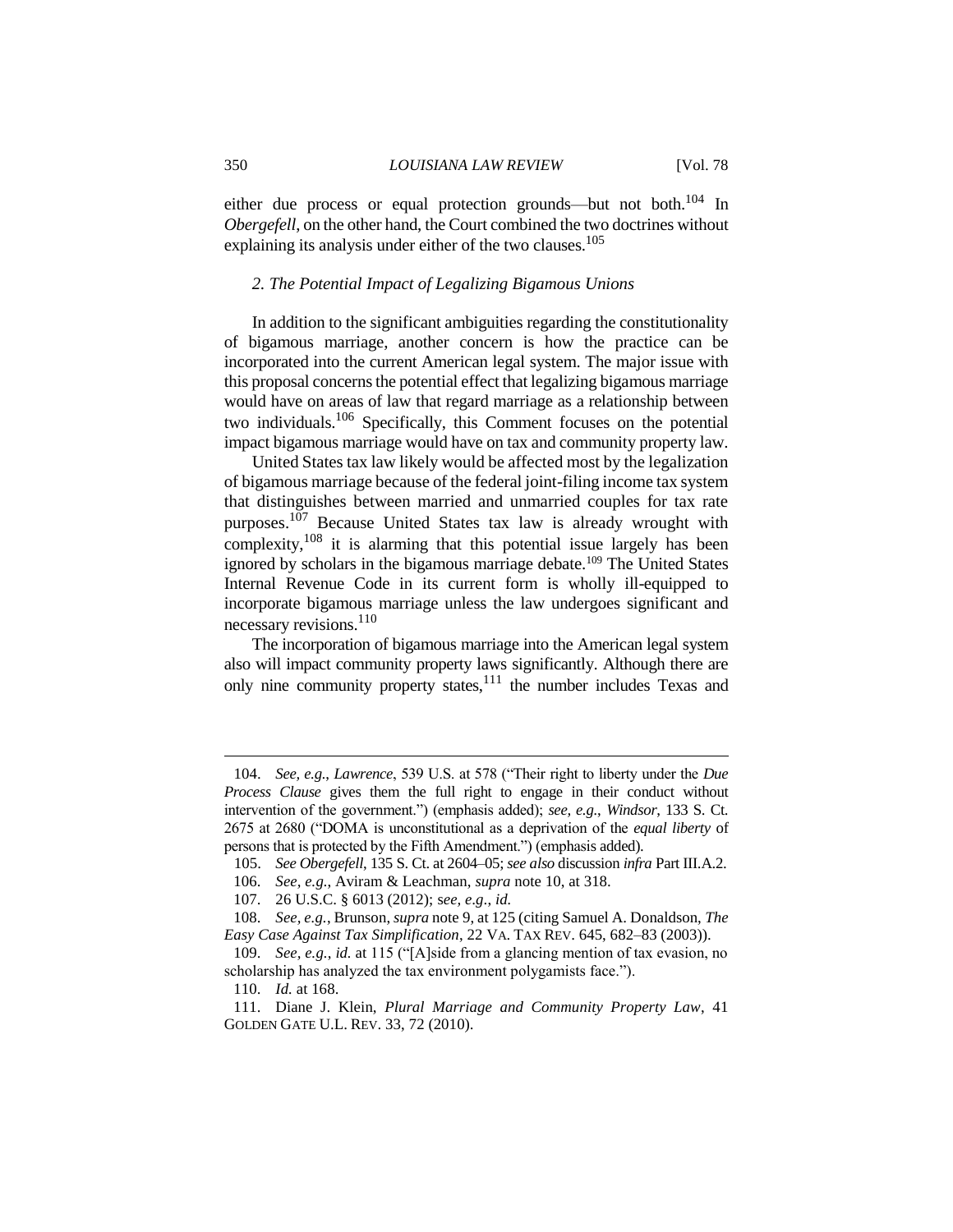either due process or equal protection grounds—but not both.[104] In *Obergefell*, on the other hand, the Court combined the two doctrines without explaining its analysis under either of the two clauses.[105]

### *2. The Potential Impact of Legalizing Bigamous Unions*

In addition to the significant ambiguities regarding the constitutionality of bigamous marriage, another concern is how the practice can be incorporated into the current American legal system. The major issue with this proposal concerns the potential effect that legalizing bigamous marriage would have on areas of law that regard marriage as a relationship between two individuals.[106] Specifically, this Comment focuses on the potential impact bigamous marriage would have on tax and community property law.

United States tax law likely would be affected most by the legalization of bigamous marriage because of the federal joint-filing income tax system that distinguishes between married and unmarried couples for tax rate purposes.[107] Because United States tax law is already wrought with complexity,[108] it is alarming that this potential issue largely has been ignored by scholars in the bigamous marriage debate.[109] The United States Internal Revenue Code in its current form is wholly ill-equipped to incorporate bigamous marriage unless the law undergoes significant and necessary revisions.[110]

The incorporation of bigamous marriage into the American legal system also will impact community property laws significantly. Although there are only nine community property states,[111] the number includes Texas and

---

104. *See, e.g.*, *Lawrence*, 539 U.S. at 578 ("Their right to liberty under the *Due Process Clause* gives them the full right to engage in their conduct without intervention of the government.") (emphasis added); *see, e.g.*, *Windsor*, 133 S. Ct. 2675 at 2680 ("DOMA is unconstitutional as a deprivation of the *equal liberty* of persons that is protected by the Fifth Amendment.") (emphasis added).

105. *See Obergefell*, 135 S. Ct. at 2604–05; *see also* discussion *infra* Part III.A.2.

106. *See, e.g.*, Aviram & Leachman, *supra* note 10, at 318.

107. 26 U.S.C. § 6013 (2012); s*ee, e.g.*, *id.*

108. *See, e.g.*, Brunson, *supra* note 9, at 125 (citing Samuel A. Donaldson, *The Easy Case Against Tax Simplification*, 22 VA. TAX REV. 645, 682–83 (2003)).

109. *See, e.g.*, *id.* at 115 ("[A]side from a glancing mention of tax evasion, no scholarship has analyzed the tax environment polygamists face.").

110. *Id.* at 168.

111. Diane J. Klein, *Plural Marriage and Community Property Law*, 41 GOLDEN GATE U.L. REV. 33, 72 (2010).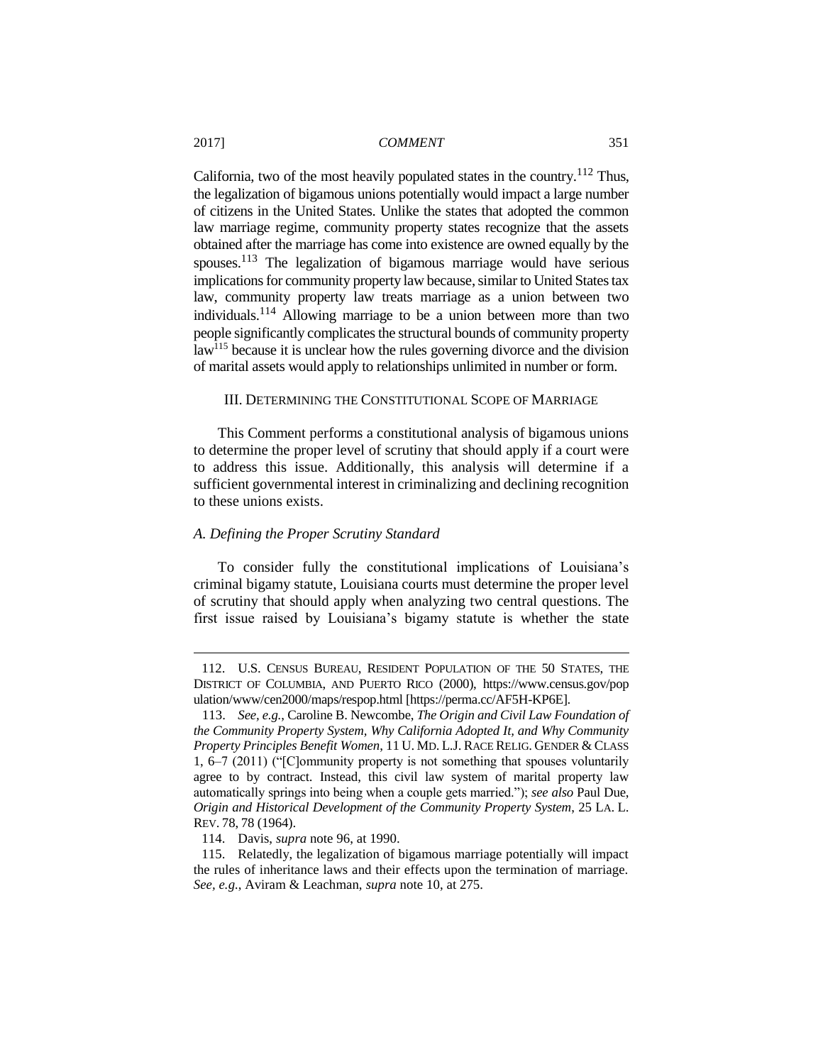California, two of the most heavily populated states in the country.[112] Thus, the legalization of bigamous unions potentially would impact a large number of citizens in the United States. Unlike the states that adopted the common law marriage regime, community property states recognize that the assets obtained after the marriage has come into existence are owned equally by the spouses.[113] The legalization of bigamous marriage would have serious implications for community property law because, similar to United States tax law, community property law treats marriage as a union between two individuals.[114] Allowing marriage to be a union between more than two people significantly complicates the structural bounds of community property law[115] because it is unclear how the rules governing divorce and the division of marital assets would apply to relationships unlimited in number or form.

## III. Determining the Constitutional Scope of Marriage

This Comment performs a constitutional analysis of bigamous unions to determine the proper level of scrutiny that should apply if a court were to address this issue. Additionally, this analysis will determine if a sufficient governmental interest in criminalizing and declining recognition to these unions exists.

### *A. Defining the Proper Scrutiny Standard*

To consider fully the constitutional implications of Louisiana's criminal bigamy statute, Louisiana courts must determine the proper level of scrutiny that should apply when analyzing two central questions. The first issue raised by Louisiana's bigamy statute is whether the state

---

112. U.S. Census Bureau, Resident Population of the 50 States, the District of Columbia, and Puerto Rico (2000), https://www.census.gov/population/www/cen2000/maps/respop.html [https://perma.cc/AF5H-KP6E].

113. *See, e.g.*, Caroline B. Newcombe, *The Origin and Civil Law Foundation of the Community Property System, Why California Adopted It, and Why Community Property Principles Benefit Women*, 11 U. Md. L.J. Race Relig. Gender & Class 1, 6–7 (2011) ("[C]ommunity property is not something that spouses voluntarily agree to by contract. Instead, this civil law system of marital property law automatically springs into being when a couple gets married."); *see also* Paul Due, *Origin and Historical Development of the Community Property System*, 25 La. L. Rev. 78, 78 (1964).

114. Davis, *supra* note 96, at 1990.

115. Relatedly, the legalization of bigamous marriage potentially will impact the rules of inheritance laws and their effects upon the termination of marriage. *See, e.g.*, Aviram & Leachman, *supra* note 10, at 275.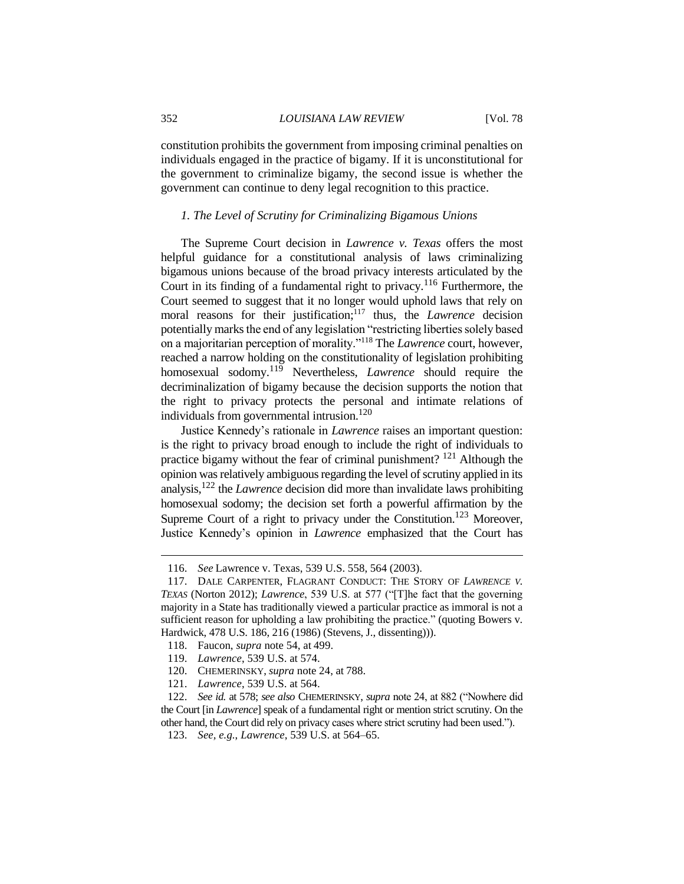constitution prohibits the government from imposing criminal penalties on individuals engaged in the practice of bigamy. If it is unconstitutional for the government to criminalize bigamy, the second issue is whether the government can continue to deny legal recognition to this practice.

### *1. The Level of Scrutiny for Criminalizing Bigamous Unions*

The Supreme Court decision in *Lawrence v. Texas* offers the most helpful guidance for a constitutional analysis of laws criminalizing bigamous unions because of the broad privacy interests articulated by the Court in its finding of a fundamental right to privacy.[116] Furthermore, the Court seemed to suggest that it no longer would uphold laws that rely on moral reasons for their justification;[117] thus, the *Lawrence* decision potentially marks the end of any legislation "restricting liberties solely based on a majoritarian perception of morality."[118] The *Lawrence* court, however, reached a narrow holding on the constitutionality of legislation prohibiting homosexual sodomy.[119] Nevertheless, *Lawrence* should require the decriminalization of bigamy because the decision supports the notion that the right to privacy protects the personal and intimate relations of individuals from governmental intrusion.[120]

Justice Kennedy's rationale in *Lawrence* raises an important question: is the right to privacy broad enough to include the right of individuals to practice bigamy without the fear of criminal punishment? [121] Although the opinion was relatively ambiguous regarding the level of scrutiny applied in its analysis,[122] the *Lawrence* decision did more than invalidate laws prohibiting homosexual sodomy; the decision set forth a powerful affirmation by the Supreme Court of a right to privacy under the Constitution.[123] Moreover, Justice Kennedy's opinion in *Lawrence* emphasized that the Court has

---

116. *See* Lawrence v. Texas, 539 U.S. 558, 564 (2003).

117. DALE CARPENTER, FLAGRANT CONDUCT: THE STORY OF *LAWRENCE V. TEXAS* (Norton 2012); *Lawrence*, 539 U.S. at 577 ("[T]he fact that the governing majority in a State has traditionally viewed a particular practice as immoral is not a sufficient reason for upholding a law prohibiting the practice." (quoting Bowers v. Hardwick, 478 U.S. 186, 216 (1986) (Stevens, J., dissenting))).

118. Faucon, *supra* note 54, at 499.

119. *Lawrence*, 539 U.S. at 574.

120. CHEMERINSKY, *supra* note 24, at 788.

121. *Lawrence*, 539 U.S. at 564.

122. *See id.* at 578; *see also* CHEMERINSKY, *supra* note 24, at 882 ("Nowhere did the Court [in *Lawrence*] speak of a fundamental right or mention strict scrutiny. On the other hand, the Court did rely on privacy cases where strict scrutiny had been used.").

123. *See, e.g.*, *Lawrence*, 539 U.S. at 564–65.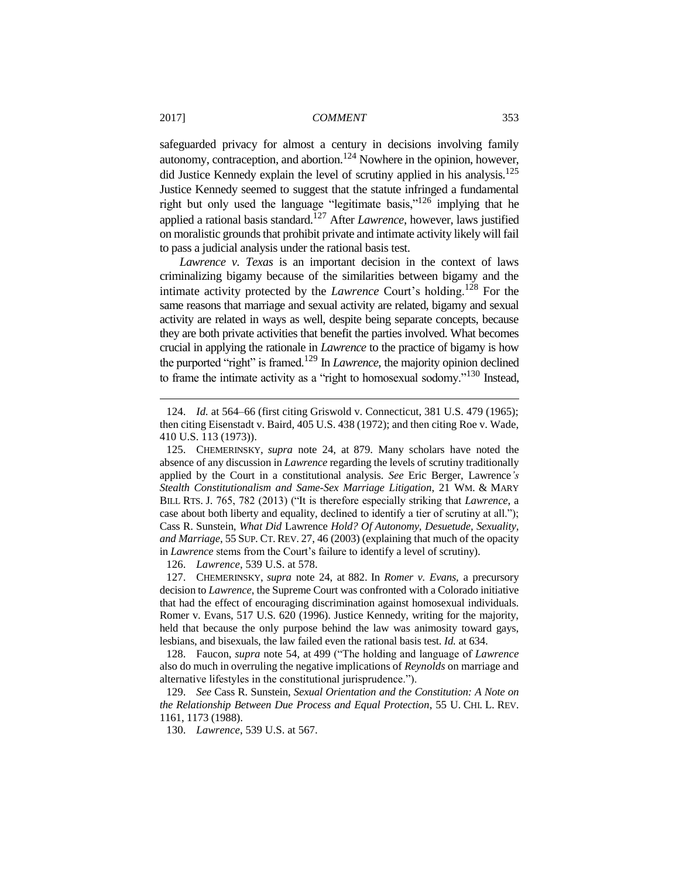safeguarded privacy for almost a century in decisions involving family autonomy, contraception, and abortion.[124] Nowhere in the opinion, however, did Justice Kennedy explain the level of scrutiny applied in his analysis.[125] Justice Kennedy seemed to suggest that the statute infringed a fundamental right but only used the language "legitimate basis,"[126] implying that he applied a rational basis standard.[127] After *Lawrence*, however, laws justified on moralistic grounds that prohibit private and intimate activity likely will fail to pass a judicial analysis under the rational basis test.

*Lawrence v. Texas* is an important decision in the context of laws criminalizing bigamy because of the similarities between bigamy and the intimate activity protected by the *Lawrence* Court's holding.[128] For the same reasons that marriage and sexual activity are related, bigamy and sexual activity are related in ways as well, despite being separate concepts, because they are both private activities that benefit the parties involved. What becomes crucial in applying the rationale in *Lawrence* to the practice of bigamy is how the purported "right" is framed.[129] In *Lawrence*, the majority opinion declined to frame the intimate activity as a "right to homosexual sodomy."[130] Instead,

---

124. *Id.* at 564–66 (first citing Griswold v. Connecticut, 381 U.S. 479 (1965); then citing Eisenstadt v. Baird, 405 U.S. 438 (1972); and then citing Roe v. Wade, 410 U.S. 113 (1973)).

125. CHEMERINSKY, *supra* note 24, at 879. Many scholars have noted the absence of any discussion in *Lawrence* regarding the levels of scrutiny traditionally applied by the Court in a constitutional analysis. *See* Eric Berger, *Lawrence's Stealth Constitutionalism and Same-Sex Marriage Litigation*, 21 WM. & MARY BILL RTS. J. 765, 782 (2013) ("It is therefore especially striking that *Lawrence*, a case about both liberty and equality, declined to identify a tier of scrutiny at all."); Cass R. Sunstein, *What Did* Lawrence *Hold? Of Autonomy, Desuetude, Sexuality, and Marriage*, 55 SUP. CT. REV. 27, 46 (2003) (explaining that much of the opacity in *Lawrence* stems from the Court's failure to identify a level of scrutiny).

126. *Lawrence*, 539 U.S. at 578.

127. CHEMERINSKY, *supra* note 24, at 882. In *Romer v. Evans*, a precursory decision to *Lawrence*, the Supreme Court was confronted with a Colorado initiative that had the effect of encouraging discrimination against homosexual individuals. Romer v. Evans, 517 U.S. 620 (1996). Justice Kennedy, writing for the majority, held that because the only purpose behind the law was animosity toward gays, lesbians, and bisexuals, the law failed even the rational basis test. *Id.* at 634.

128. Faucon, *supra* note 54, at 499 ("The holding and language of *Lawrence* also do much in overruling the negative implications of *Reynolds* on marriage and alternative lifestyles in the constitutional jurisprudence.").

129. *See* Cass R. Sunstein, *Sexual Orientation and the Constitution: A Note on the Relationship Between Due Process and Equal Protection*, 55 U. CHI. L. REV. 1161, 1173 (1988).

130. *Lawrence*, 539 U.S. at 567.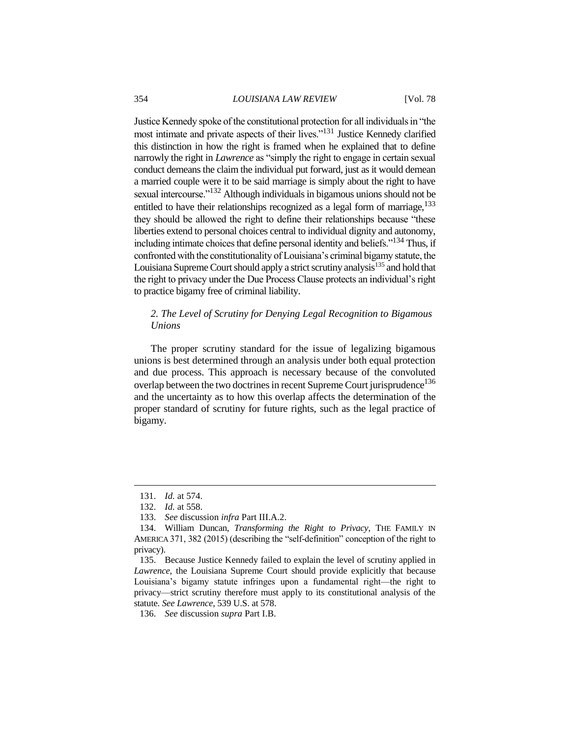Justice Kennedy spoke of the constitutional protection for all individuals in "the most intimate and private aspects of their lives."[131] Justice Kennedy clarified this distinction in how the right is framed when he explained that to define narrowly the right in *Lawrence* as "simply the right to engage in certain sexual conduct demeans the claim the individual put forward, just as it would demean a married couple were it to be said marriage is simply about the right to have sexual intercourse."[132] Although individuals in bigamous unions should not be entitled to have their relationships recognized as a legal form of marriage,[133] they should be allowed the right to define their relationships because "these liberties extend to personal choices central to individual dignity and autonomy, including intimate choices that define personal identity and beliefs."[134] Thus, if confronted with the constitutionality of Louisiana's criminal bigamy statute, the Louisiana Supreme Court should apply a strict scrutiny analysis[135] and hold that the right to privacy under the Due Process Clause protects an individual's right to practice bigamy free of criminal liability.

### *2. The Level of Scrutiny for Denying Legal Recognition to Bigamous Unions*

The proper scrutiny standard for the issue of legalizing bigamous unions is best determined through an analysis under both equal protection and due process. This approach is necessary because of the convoluted overlap between the two doctrines in recent Supreme Court jurisprudence[136] and the uncertainty as to how this overlap affects the determination of the proper standard of scrutiny for future rights, such as the legal practice of bigamy.

---

131. *Id.* at 574.

132. *Id.* at 558.

133. *See* discussion *infra* Part III.A.2.

134. William Duncan, *Transforming the Right to Privacy*, THE FAMILY IN AMERICA 371, 382 (2015) (describing the "self-definition" conception of the right to privacy).

135. Because Justice Kennedy failed to explain the level of scrutiny applied in *Lawrence*, the Louisiana Supreme Court should provide explicitly that because Louisiana's bigamy statute infringes upon a fundamental right—the right to privacy—strict scrutiny therefore must apply to its constitutional analysis of the statute. *See Lawrence*, 539 U.S. at 578.

136. *See* discussion *supra* Part I.B.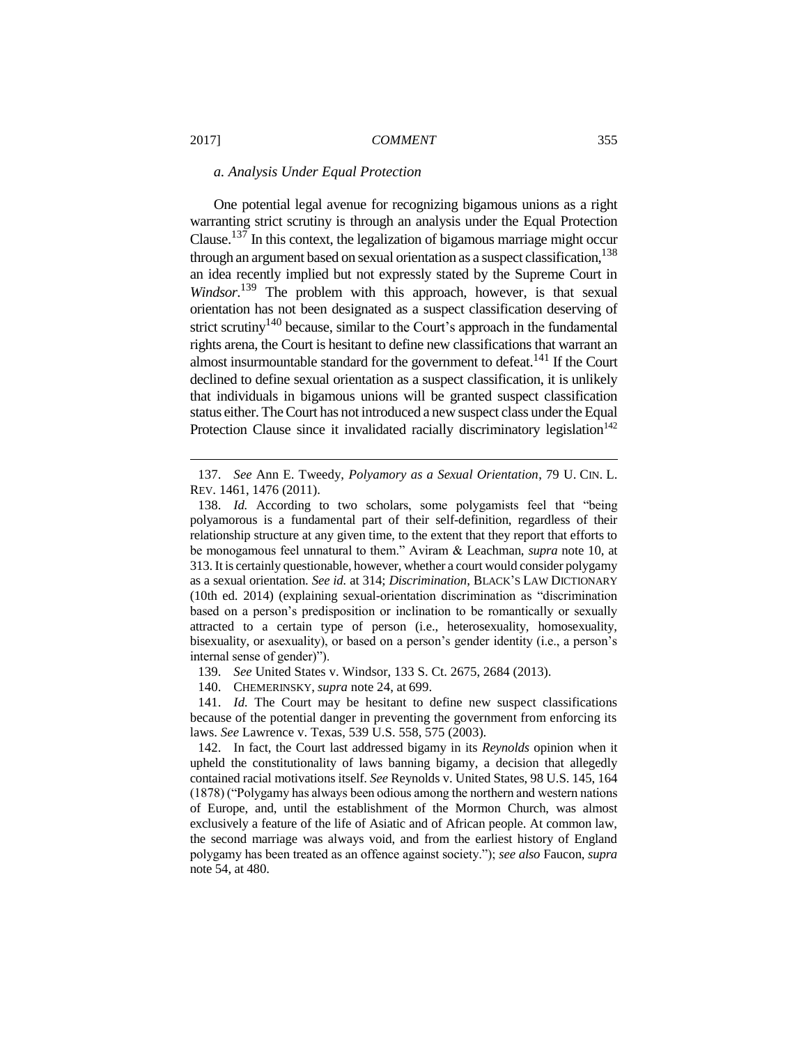### *a. Analysis Under Equal Protection*

One potential legal avenue for recognizing bigamous unions as a right warranting strict scrutiny is through an analysis under the Equal Protection Clause.[137] In this context, the legalization of bigamous marriage might occur through an argument based on sexual orientation as a suspect classification,[138] an idea recently implied but not expressly stated by the Supreme Court in *Windsor*.[139] The problem with this approach, however, is that sexual orientation has not been designated as a suspect classification deserving of strict scrutiny[140] because, similar to the Court's approach in the fundamental rights arena, the Court is hesitant to define new classifications that warrant an almost insurmountable standard for the government to defeat.[141] If the Court declined to define sexual orientation as a suspect classification, it is unlikely that individuals in bigamous unions will be granted suspect classification status either. The Court has not introduced a new suspect class under the Equal Protection Clause since it invalidated racially discriminatory legislation[142]

---

137. *See* Ann E. Tweedy, *Polyamory as a Sexual Orientation*, 79 U. CIN. L. REV. 1461, 1476 (2011).

138. *Id.* According to two scholars, some polygamists feel that "being polyamorous is a fundamental part of their self-definition, regardless of their relationship structure at any given time, to the extent that they report that efforts to be monogamous feel unnatural to them." Aviram & Leachman, *supra* note 10, at 313. It is certainly questionable, however, whether a court would consider polygamy as a sexual orientation. *See id.* at 314; *Discrimination*, BLACK'S LAW DICTIONARY (10th ed. 2014) (explaining sexual-orientation discrimination as "discrimination based on a person's predisposition or inclination to be romantically or sexually attracted to a certain type of person (i.e., heterosexuality, homosexuality, bisexuality, or asexuality), or based on a person's gender identity (i.e., a person's internal sense of gender)").

139. *See* United States v. Windsor, 133 S. Ct. 2675, 2684 (2013).

140. CHEMERINSKY, *supra* note 24, at 699.

141. *Id.* The Court may be hesitant to define new suspect classifications because of the potential danger in preventing the government from enforcing its laws. *See* Lawrence v. Texas, 539 U.S. 558, 575 (2003).

142. In fact, the Court last addressed bigamy in its *Reynolds* opinion when it upheld the constitutionality of laws banning bigamy, a decision that allegedly contained racial motivations itself. *See* Reynolds v. United States, 98 U.S. 145, 164 (1878) ("Polygamy has always been odious among the northern and western nations of Europe, and, until the establishment of the Mormon Church, was almost exclusively a feature of the life of Asiatic and of African people. At common law, the second marriage was always void, and from the earliest history of England polygamy has been treated as an offence against society."); *see also* Faucon, *supra* note 54, at 480.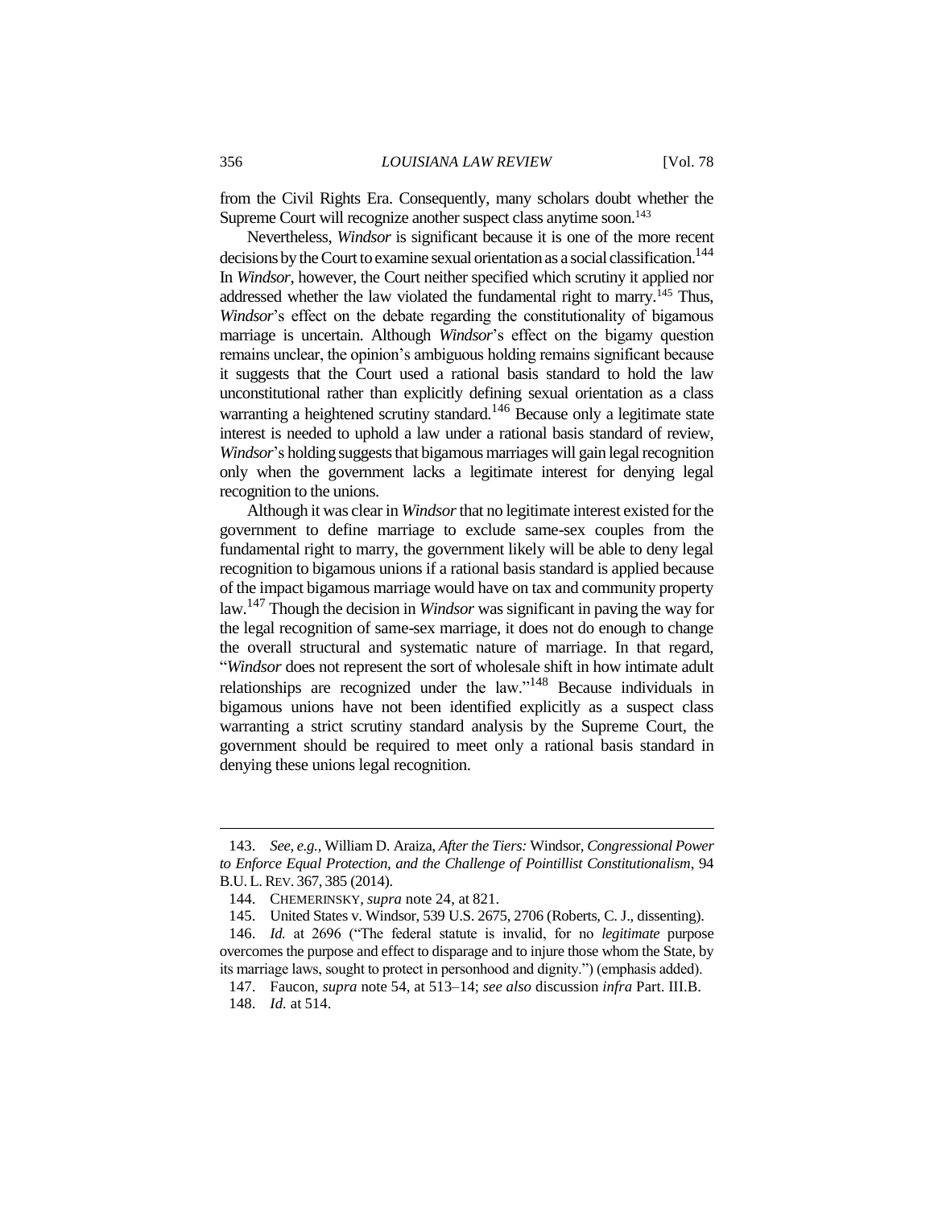from the Civil Rights Era. Consequently, many scholars doubt whether the Supreme Court will recognize another suspect class anytime soon.[143]

Nevertheless, *Windsor* is significant because it is one of the more recent decisions by the Court to examine sexual orientation as a social classification.[144] In *Windsor*, however, the Court neither specified which scrutiny it applied nor addressed whether the law violated the fundamental right to marry.[145] Thus, *Windsor*'s effect on the debate regarding the constitutionality of bigamous marriage is uncertain. Although *Windsor*'s effect on the bigamy question remains unclear, the opinion's ambiguous holding remains significant because it suggests that the Court used a rational basis standard to hold the law unconstitutional rather than explicitly defining sexual orientation as a class warranting a heightened scrutiny standard.[146] Because only a legitimate state interest is needed to uphold a law under a rational basis standard of review, *Windsor*'s holding suggests that bigamous marriages will gain legal recognition only when the government lacks a legitimate interest for denying legal recognition to the unions.

Although it was clear in *Windsor* that no legitimate interest existed for the government to define marriage to exclude same-sex couples from the fundamental right to marry, the government likely will be able to deny legal recognition to bigamous unions if a rational basis standard is applied because of the impact bigamous marriage would have on tax and community property law.[147] Though the decision in *Windsor* was significant in paving the way for the legal recognition of same-sex marriage, it does not do enough to change the overall structural and systematic nature of marriage. In that regard, "*Windsor* does not represent the sort of wholesale shift in how intimate adult relationships are recognized under the law."[148] Because individuals in bigamous unions have not been identified explicitly as a suspect class warranting a strict scrutiny standard analysis by the Supreme Court, the government should be required to meet only a rational basis standard in denying these unions legal recognition.

---

143. *See, e.g.*, William D. Araiza, *After the Tiers:* Windsor*, Congressional Power to Enforce Equal Protection, and the Challenge of Pointillist Constitutionalism*, 94 B.U. L. REV. 367, 385 (2014).

144. CHEMERINSKY, *supra* note 24, at 821.

145. United States v. Windsor, 539 U.S. 2675, 2706 (Roberts, C. J., dissenting).

146. *Id.* at 2696 ("The federal statute is invalid, for no *legitimate* purpose overcomes the purpose and effect to disparage and to injure those whom the State, by its marriage laws, sought to protect in personhood and dignity.") (emphasis added).

147. Faucon, *supra* note 54, at 513–14; *see also* discussion *infra* Part. III.B.

148. *Id.* at 514.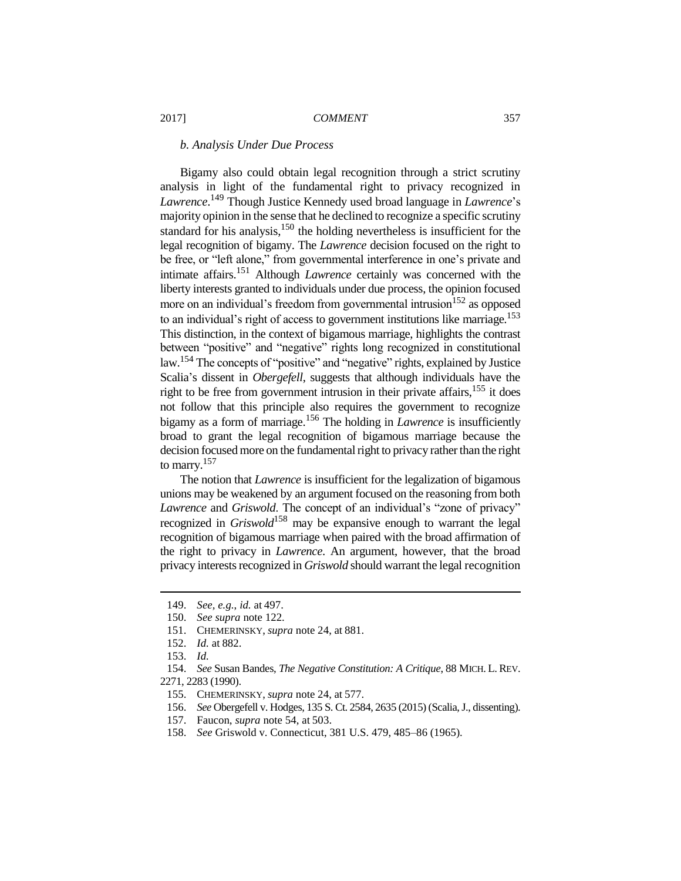### *b. Analysis Under Due Process*

Bigamy also could obtain legal recognition through a strict scrutiny analysis in light of the fundamental right to privacy recognized in *Lawrence*.[149] Though Justice Kennedy used broad language in *Lawrence*'s majority opinion in the sense that he declined to recognize a specific scrutiny standard for his analysis,[150] the holding nevertheless is insufficient for the legal recognition of bigamy. The *Lawrence* decision focused on the right to be free, or "left alone," from governmental interference in one's private and intimate affairs.[151] Although *Lawrence* certainly was concerned with the liberty interests granted to individuals under due process, the opinion focused more on an individual's freedom from governmental intrusion[152] as opposed to an individual's right of access to government institutions like marriage.[153] This distinction, in the context of bigamous marriage, highlights the contrast between "positive" and "negative" rights long recognized in constitutional law.[154] The concepts of "positive" and "negative" rights, explained by Justice Scalia's dissent in *Obergefell*, suggests that although individuals have the right to be free from government intrusion in their private affairs,[155] it does not follow that this principle also requires the government to recognize bigamy as a form of marriage.[156] The holding in *Lawrence* is insufficiently broad to grant the legal recognition of bigamous marriage because the decision focused more on the fundamental right to privacy rather than the right to marry.[157]

The notion that *Lawrence* is insufficient for the legalization of bigamous unions may be weakened by an argument focused on the reasoning from both *Lawrence* and *Griswold*. The concept of an individual's "zone of privacy" recognized in *Griswold*[158] may be expansive enough to warrant the legal recognition of bigamous marriage when paired with the broad affirmation of the right to privacy in *Lawrence*. An argument, however, that the broad privacy interests recognized in *Griswold* should warrant the legal recognition

---

149. *See, e.g.*, *id.* at 497.

150. *See supra* note 122.

151. CHEMERINSKY, *supra* note 24, at 881.

152. *Id.* at 882.

153. *Id.*

154. *See* Susan Bandes, *The Negative Constitution: A Critique*, 88 MICH. L. REV. 2271, 2283 (1990).

155. CHEMERINSKY, *supra* note 24, at 577.

156. *See* Obergefell v. Hodges, 135 S. Ct. 2584, 2635 (2015) (Scalia, J., dissenting).

157. Faucon, *supra* note 54, at 503.

158. *See* Griswold v. Connecticut, 381 U.S. 479, 485–86 (1965).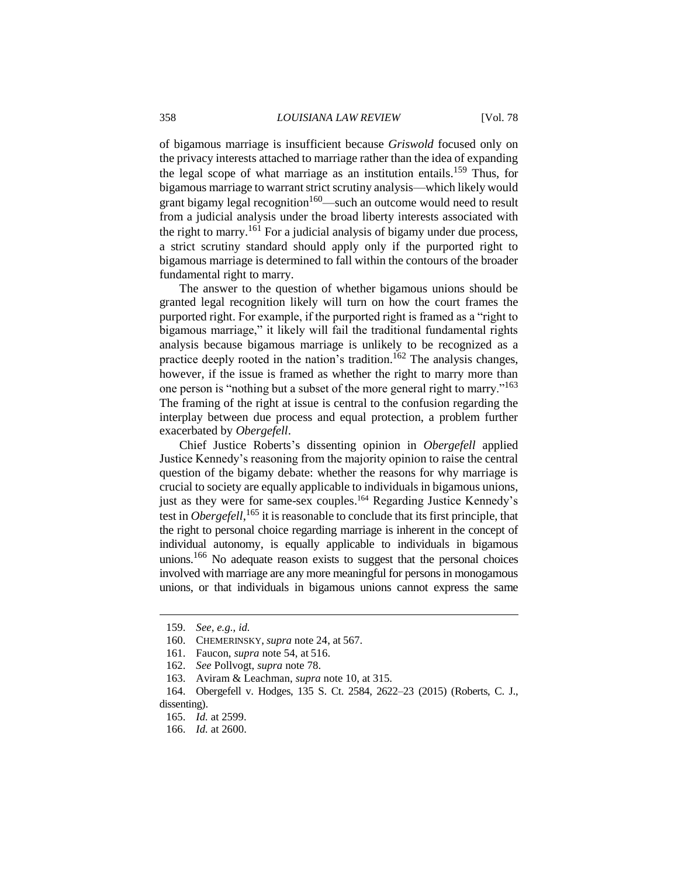of bigamous marriage is insufficient because *Griswold* focused only on the privacy interests attached to marriage rather than the idea of expanding the legal scope of what marriage as an institution entails.[159] Thus, for bigamous marriage to warrant strict scrutiny analysis—which likely would grant bigamy legal recognition[160]—such an outcome would need to result from a judicial analysis under the broad liberty interests associated with the right to marry.[161] For a judicial analysis of bigamy under due process, a strict scrutiny standard should apply only if the purported right to bigamous marriage is determined to fall within the contours of the broader fundamental right to marry.

The answer to the question of whether bigamous unions should be granted legal recognition likely will turn on how the court frames the purported right. For example, if the purported right is framed as a "right to bigamous marriage," it likely will fail the traditional fundamental rights analysis because bigamous marriage is unlikely to be recognized as a practice deeply rooted in the nation's tradition.[162] The analysis changes, however, if the issue is framed as whether the right to marry more than one person is "nothing but a subset of the more general right to marry."[163] The framing of the right at issue is central to the confusion regarding the interplay between due process and equal protection, a problem further exacerbated by *Obergefell*.

Chief Justice Roberts's dissenting opinion in *Obergefell* applied Justice Kennedy's reasoning from the majority opinion to raise the central question of the bigamy debate: whether the reasons for why marriage is crucial to society are equally applicable to individuals in bigamous unions, just as they were for same-sex couples.[164] Regarding Justice Kennedy's test in *Obergefell*,[165] it is reasonable to conclude that its first principle, that the right to personal choice regarding marriage is inherent in the concept of individual autonomy, is equally applicable to individuals in bigamous unions.[166] No adequate reason exists to suggest that the personal choices involved with marriage are any more meaningful for persons in monogamous unions, or that individuals in bigamous unions cannot express the same

---

159. *See, e.g.*, *id.*

160. CHEMERINSKY, *supra* note 24, at 567.

161. Faucon, *supra* note 54, at 516.

162. *See* Pollvogt, *supra* note 78.

163. Aviram & Leachman, *supra* note 10, at 315.

164. Obergefell v. Hodges, 135 S. Ct. 2584, 2622–23 (2015) (Roberts, C. J., dissenting).

165. *Id.* at 2599.

166. *Id.* at 2600.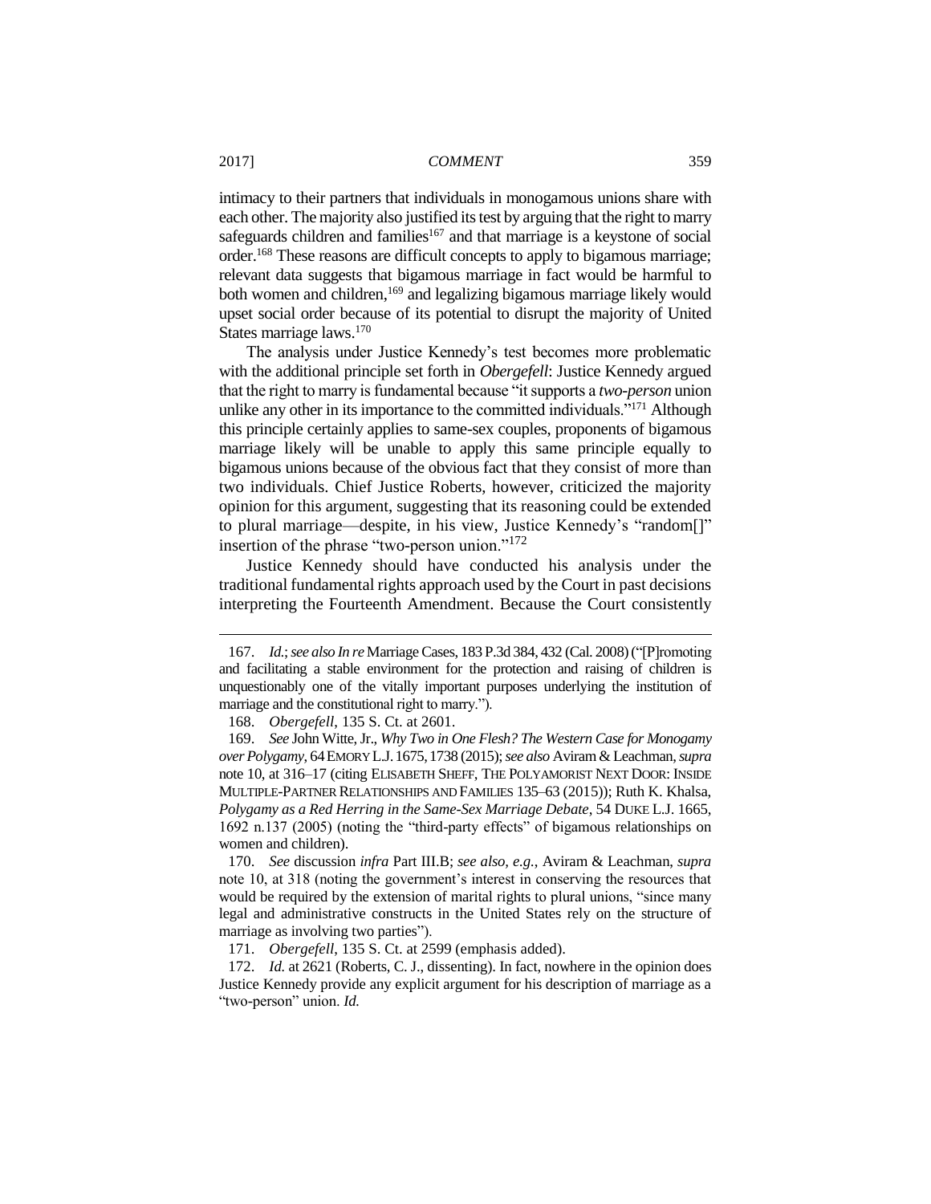intimacy to their partners that individuals in monogamous unions share with each other. The majority also justified its test by arguing that the right to marry safeguards children and families[167] and that marriage is a keystone of social order.[168] These reasons are difficult concepts to apply to bigamous marriage; relevant data suggests that bigamous marriage in fact would be harmful to both women and children,[169] and legalizing bigamous marriage likely would upset social order because of its potential to disrupt the majority of United States marriage laws.[170]

The analysis under Justice Kennedy's test becomes more problematic with the additional principle set forth in *Obergefell*: Justice Kennedy argued that the right to marry is fundamental because "it supports a *two-person* union unlike any other in its importance to the committed individuals."[171] Although this principle certainly applies to same-sex couples, proponents of bigamous marriage likely will be unable to apply this same principle equally to bigamous unions because of the obvious fact that they consist of more than two individuals. Chief Justice Roberts, however, criticized the majority opinion for this argument, suggesting that its reasoning could be extended to plural marriage—despite, in his view, Justice Kennedy's "random[]" insertion of the phrase "two-person union."[172]

Justice Kennedy should have conducted his analysis under the traditional fundamental rights approach used by the Court in past decisions interpreting the Fourteenth Amendment. Because the Court consistently

---

167. *Id.*; *see also In re* Marriage Cases, 183 P.3d 384, 432 (Cal. 2008) ("[P]romoting and facilitating a stable environment for the protection and raising of children is unquestionably one of the vitally important purposes underlying the institution of marriage and the constitutional right to marry.").

168. *Obergefell*, 135 S. Ct. at 2601.

169. *See* John Witte, Jr., *Why Two in One Flesh? The Western Case for Monogamy over Polygamy*, 64 EMORY L.J. 1675, 1738 (2015); *see also* Aviram & Leachman, *supra* note 10, at 316–17 (citing ELISABETH SHEFF, THE POLYAMORIST NEXT DOOR: INSIDE MULTIPLE-PARTNER RELATIONSHIPS AND FAMILIES 135–63 (2015)); Ruth K. Khalsa, *Polygamy as a Red Herring in the Same-Sex Marriage Debate*, 54 DUKE L.J. 1665, 1692 n.137 (2005) (noting the "third-party effects" of bigamous relationships on women and children).

170. *See* discussion *infra* Part III.B; *see also, e.g.*, Aviram & Leachman, *supra* note 10, at 318 (noting the government's interest in conserving the resources that would be required by the extension of marital rights to plural unions, "since many legal and administrative constructs in the United States rely on the structure of marriage as involving two parties").

171. *Obergefell*, 135 S. Ct. at 2599 (emphasis added).

172. *Id.* at 2621 (Roberts, C. J., dissenting). In fact, nowhere in the opinion does Justice Kennedy provide any explicit argument for his description of marriage as a "two-person" union. *Id.*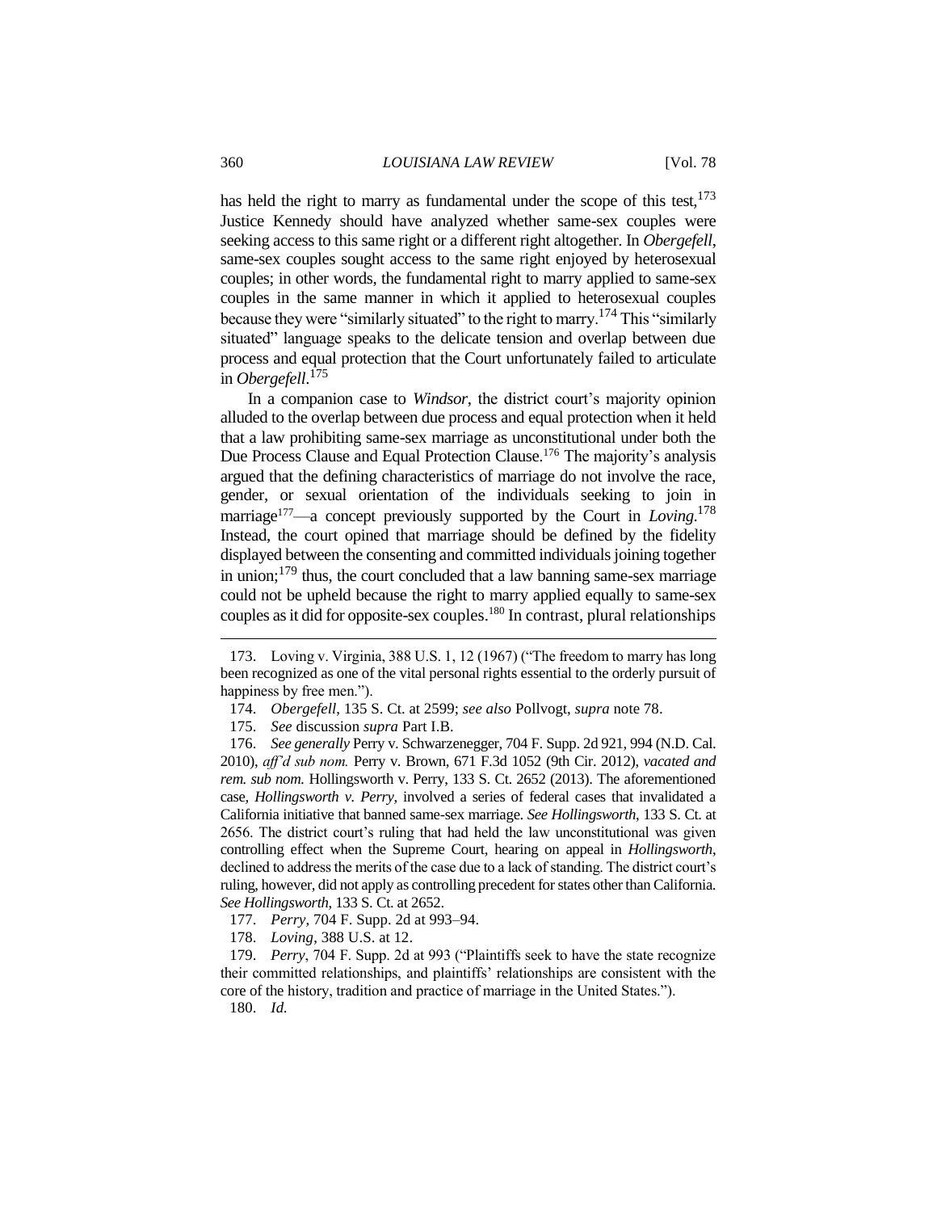has held the right to marry as fundamental under the scope of this test,[173] Justice Kennedy should have analyzed whether same-sex couples were seeking access to this same right or a different right altogether. In *Obergefell*, same-sex couples sought access to the same right enjoyed by heterosexual couples; in other words, the fundamental right to marry applied to same-sex couples in the same manner in which it applied to heterosexual couples because they were "similarly situated" to the right to marry.[174] This "similarly situated" language speaks to the delicate tension and overlap between due process and equal protection that the Court unfortunately failed to articulate in *Obergefell*.[175]

In a companion case to *Windsor*, the district court's majority opinion alluded to the overlap between due process and equal protection when it held that a law prohibiting same-sex marriage as unconstitutional under both the Due Process Clause and Equal Protection Clause.[176] The majority's analysis argued that the defining characteristics of marriage do not involve the race, gender, or sexual orientation of the individuals seeking to join in marriage[177]—a concept previously supported by the Court in *Loving*.[178] Instead, the court opined that marriage should be defined by the fidelity displayed between the consenting and committed individuals joining together in union;[179] thus, the court concluded that a law banning same-sex marriage could not be upheld because the right to marry applied equally to same-sex couples as it did for opposite-sex couples.[180] In contrast, plural relationships

173. Loving v. Virginia, 388 U.S. 1, 12 (1967) ("The freedom to marry has long been recognized as one of the vital personal rights essential to the orderly pursuit of happiness by free men.").

174. *Obergefell*, 135 S. Ct. at 2599; *see also* Pollvogt, *supra* note 78.

175. *See* discussion *supra* Part I.B.

176. *See generally* Perry v. Schwarzenegger, 704 F. Supp. 2d 921, 994 (N.D. Cal. 2010), *aff'd sub nom.* Perry v. Brown, 671 F.3d 1052 (9th Cir. 2012), *vacated and rem. sub nom.* Hollingsworth v. Perry, 133 S. Ct. 2652 (2013). The aforementioned case, *Hollingsworth v. Perry*, involved a series of federal cases that invalidated a California initiative that banned same-sex marriage. *See Hollingsworth*, 133 S. Ct. at 2656. The district court's ruling that had held the law unconstitutional was given controlling effect when the Supreme Court, hearing on appeal in *Hollingsworth*, declined to address the merits of the case due to a lack of standing. The district court's ruling, however, did not apply as controlling precedent for states other than California. *See Hollingsworth*, 133 S. Ct. at 2652.

177. *Perry*, 704 F. Supp. 2d at 993–94.

178. *Loving*, 388 U.S. at 12.

179. *Perry*, 704 F. Supp. 2d at 993 ("Plaintiffs seek to have the state recognize their committed relationships, and plaintiffs' relationships are consistent with the core of the history, tradition and practice of marriage in the United States.").

180. *Id.*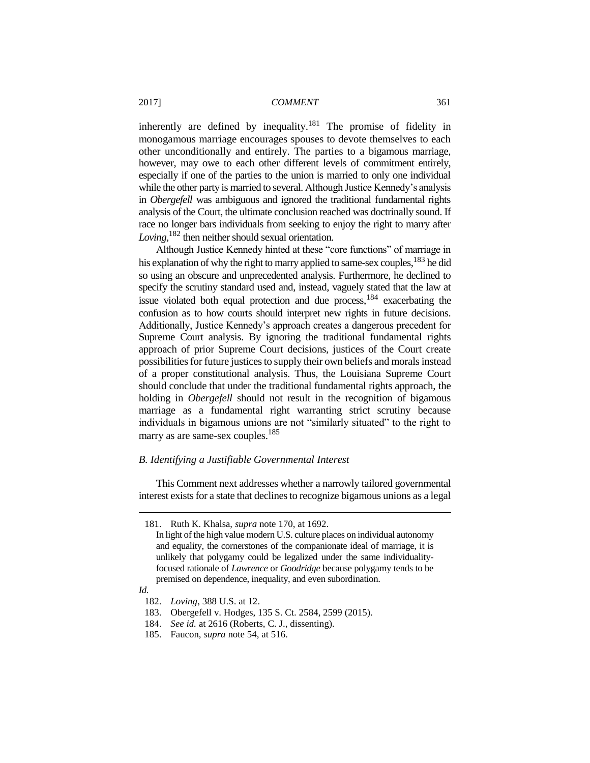inherently are defined by inequality.[181] The promise of fidelity in monogamous marriage encourages spouses to devote themselves to each other unconditionally and entirely. The parties to a bigamous marriage, however, may owe to each other different levels of commitment entirely, especially if one of the parties to the union is married to only one individual while the other party is married to several. Although Justice Kennedy's analysis in *Obergefell* was ambiguous and ignored the traditional fundamental rights analysis of the Court, the ultimate conclusion reached was doctrinally sound. If race no longer bars individuals from seeking to enjoy the right to marry after *Loving*,[182] then neither should sexual orientation.

Although Justice Kennedy hinted at these "core functions" of marriage in his explanation of why the right to marry applied to same-sex couples,[183] he did so using an obscure and unprecedented analysis. Furthermore, he declined to specify the scrutiny standard used and, instead, vaguely stated that the law at issue violated both equal protection and due process,[184] exacerbating the confusion as to how courts should interpret new rights in future decisions. Additionally, Justice Kennedy's approach creates a dangerous precedent for Supreme Court analysis. By ignoring the traditional fundamental rights approach of prior Supreme Court decisions, justices of the Court create possibilities for future justices to supply their own beliefs and morals instead of a proper constitutional analysis. Thus, the Louisiana Supreme Court should conclude that under the traditional fundamental rights approach, the holding in *Obergefell* should not result in the recognition of bigamous marriage as a fundamental right warranting strict scrutiny because individuals in bigamous unions are not "similarly situated" to the right to marry as are same-sex couples.[185]

### *B. Identifying a Justifiable Governmental Interest*

This Comment next addresses whether a narrowly tailored governmental interest exists for a state that declines to recognize bigamous unions as a legal

---

181. Ruth K. Khalsa, *supra* note 170, at 1692.

> In light of the high value modern U.S. culture places on individual autonomy and equality, the cornerstones of the companionate ideal of marriage, it is unlikely that polygamy could be legalized under the same individuality-focused rationale of *Lawrence* or *Goodridge* because polygamy tends to be premised on dependence, inequality, and even subordination.

*Id.*

182. *Loving*, 388 U.S. at 12.

183. Obergefell v. Hodges, 135 S. Ct. 2584, 2599 (2015).

184. *See id.* at 2616 (Roberts, C. J., dissenting).

185. Faucon, *supra* note 54, at 516.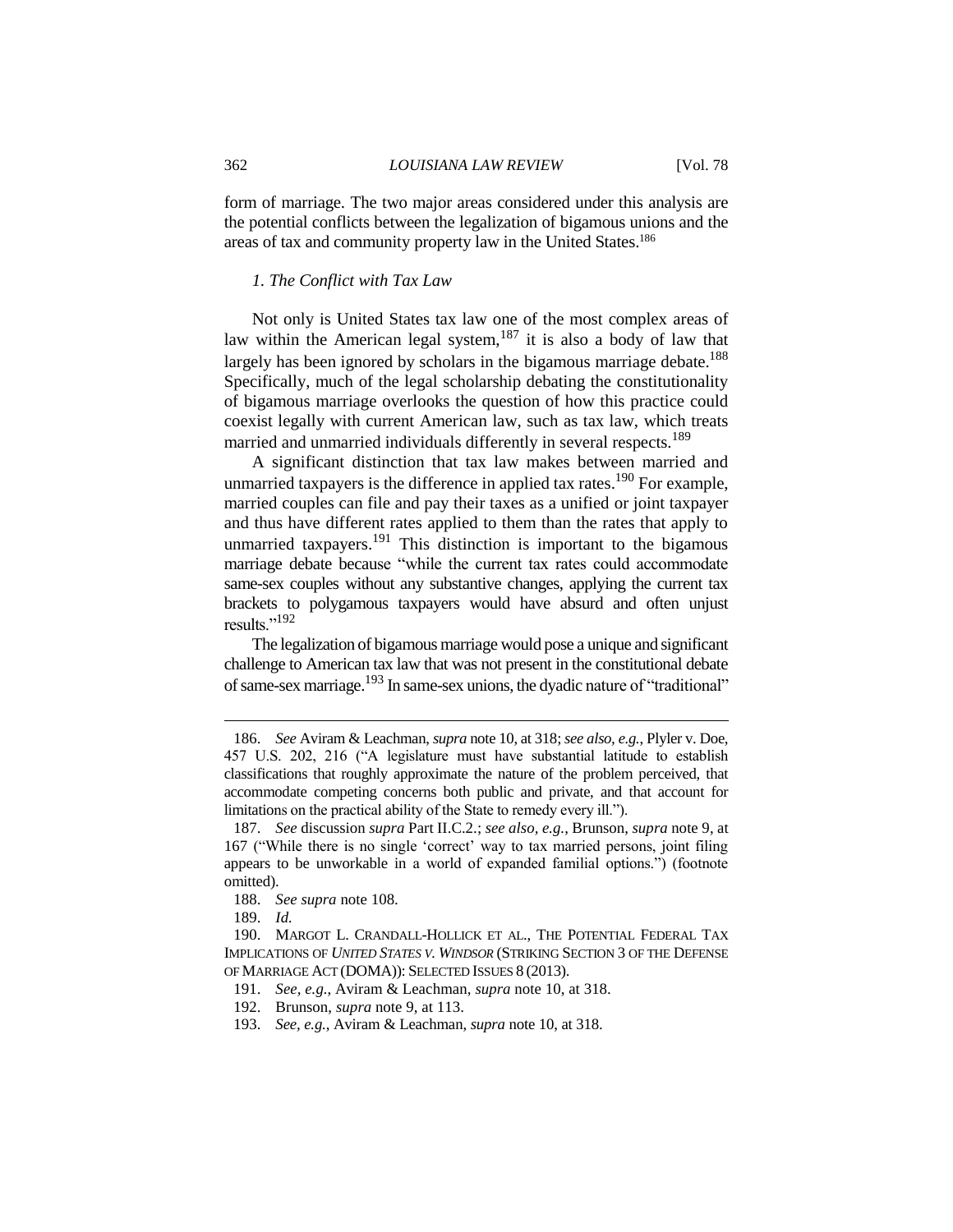form of marriage. The two major areas considered under this analysis are the potential conflicts between the legalization of bigamous unions and the areas of tax and community property law in the United States.[186]

### *1. The Conflict with Tax Law*

Not only is United States tax law one of the most complex areas of law within the American legal system,[187] it is also a body of law that largely has been ignored by scholars in the bigamous marriage debate.[188] Specifically, much of the legal scholarship debating the constitutionality of bigamous marriage overlooks the question of how this practice could coexist legally with current American law, such as tax law, which treats married and unmarried individuals differently in several respects.[189]

A significant distinction that tax law makes between married and unmarried taxpayers is the difference in applied tax rates.[190] For example, married couples can file and pay their taxes as a unified or joint taxpayer and thus have different rates applied to them than the rates that apply to unmarried taxpayers.[191] This distinction is important to the bigamous marriage debate because "while the current tax rates could accommodate same-sex couples without any substantive changes, applying the current tax brackets to polygamous taxpayers would have absurd and often unjust results."[192]

The legalization of bigamous marriage would pose a unique and significant challenge to American tax law that was not present in the constitutional debate of same-sex marriage.[193] In same-sex unions, the dyadic nature of "traditional"

---

186. *See* Aviram & Leachman, *supra* note 10, at 318; *see also, e.g.*, Plyler v. Doe, 457 U.S. 202, 216 ("A legislature must have substantial latitude to establish classifications that roughly approximate the nature of the problem perceived, that accommodate competing concerns both public and private, and that account for limitations on the practical ability of the State to remedy every ill.").

187. *See* discussion *supra* Part II.C.2.; *see also, e.g.*, Brunson, *supra* note 9, at 167 ("While there is no single 'correct' way to tax married persons, joint filing appears to be unworkable in a world of expanded familial options.") (footnote omitted).

188. *See supra* note 108.

189. *Id.*

190. MARGOT L. CRANDALL-HOLLICK ET AL., THE POTENTIAL FEDERAL TAX IMPLICATIONS OF *UNITED STATES V. WINDSOR* (STRIKING SECTION 3 OF THE DEFENSE OF MARRIAGE ACT (DOMA)): SELECTED ISSUES 8 (2013).

191. *See, e.g.*, Aviram & Leachman, *supra* note 10, at 318.

192. Brunson, *supra* note 9, at 113.

193. *See, e.g.*, Aviram & Leachman, *supra* note 10, at 318.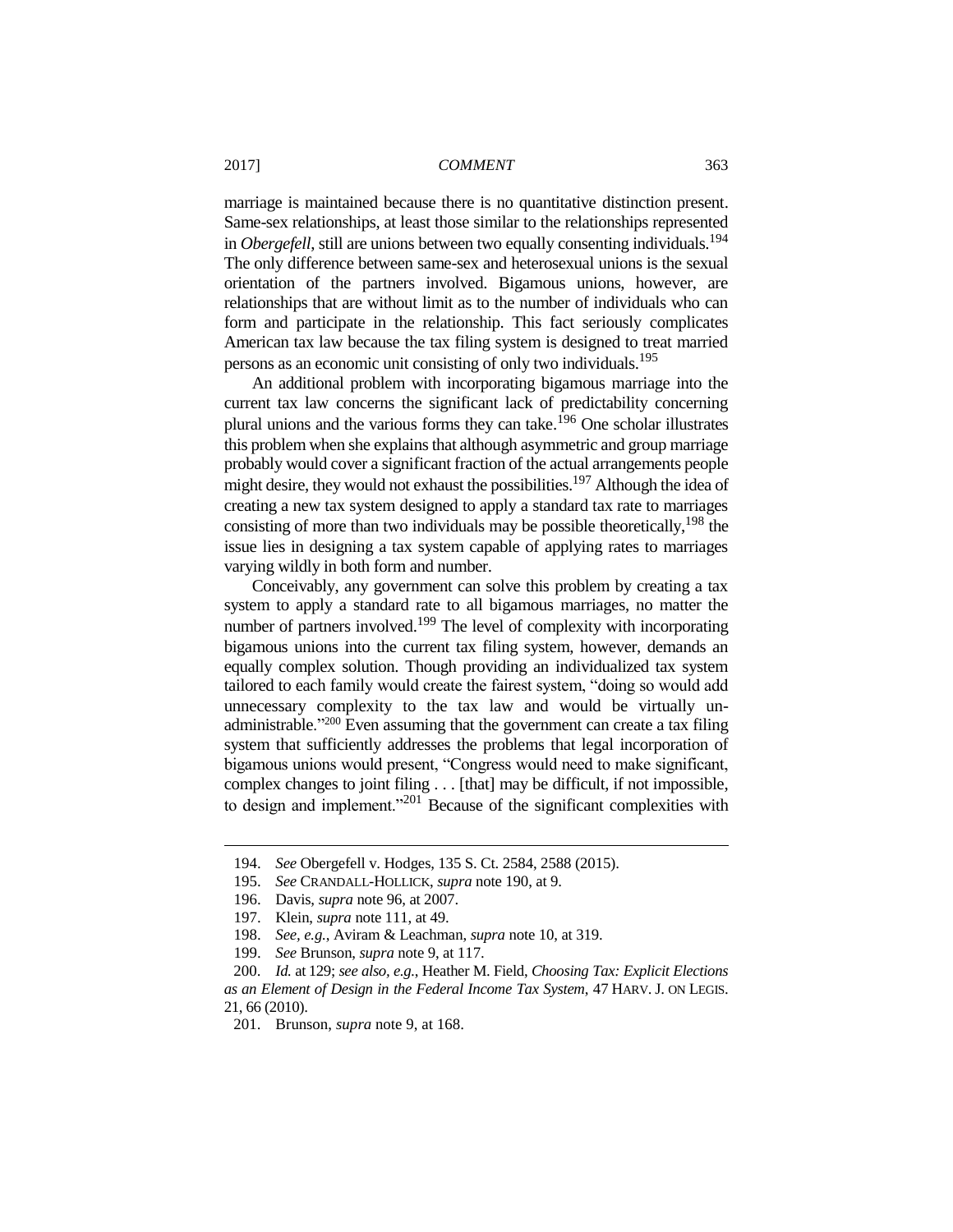marriage is maintained because there is no quantitative distinction present. Same-sex relationships, at least those similar to the relationships represented in *Obergefell*, still are unions between two equally consenting individuals.[194] The only difference between same-sex and heterosexual unions is the sexual orientation of the partners involved. Bigamous unions, however, are relationships that are without limit as to the number of individuals who can form and participate in the relationship. This fact seriously complicates American tax law because the tax filing system is designed to treat married persons as an economic unit consisting of only two individuals.[195]

An additional problem with incorporating bigamous marriage into the current tax law concerns the significant lack of predictability concerning plural unions and the various forms they can take.[196] One scholar illustrates this problem when she explains that although asymmetric and group marriage probably would cover a significant fraction of the actual arrangements people might desire, they would not exhaust the possibilities.[197] Although the idea of creating a new tax system designed to apply a standard tax rate to marriages consisting of more than two individuals may be possible theoretically,[198] the issue lies in designing a tax system capable of applying rates to marriages varying wildly in both form and number.

Conceivably, any government can solve this problem by creating a tax system to apply a standard rate to all bigamous marriages, no matter the number of partners involved.[199] The level of complexity with incorporating bigamous unions into the current tax filing system, however, demands an equally complex solution. Though providing an individualized tax system tailored to each family would create the fairest system, "doing so would add unnecessary complexity to the tax law and would be virtually un-administrable."[200] Even assuming that the government can create a tax filing system that sufficiently addresses the problems that legal incorporation of bigamous unions would present, "Congress would need to make significant, complex changes to joint filing . . . [that] may be difficult, if not impossible, to design and implement."[201] Because of the significant complexities with

---

194. *See* Obergefell v. Hodges, 135 S. Ct. 2584, 2588 (2015).

195. *See* CRANDALL-HOLLICK, *supra* note 190, at 9.

196. Davis, *supra* note 96, at 2007.

197. Klein, *supra* note 111, at 49.

198. *See, e.g.*, Aviram & Leachman, *supra* note 10, at 319.

199. *See* Brunson, *supra* note 9, at 117.

200. *Id.* at 129; *see also, e.g.*, Heather M. Field, *Choosing Tax: Explicit Elections as an Element of Design in the Federal Income Tax System*, 47 HARV. J. ON LEGIS. 21, 66 (2010).

201. Brunson, *supra* note 9, at 168.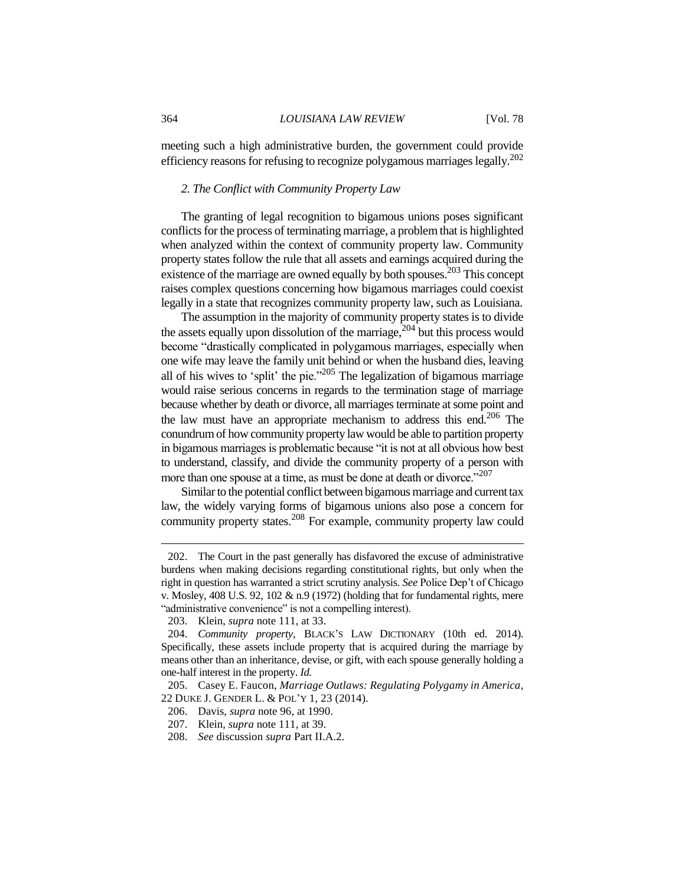meeting such a high administrative burden, the government could provide efficiency reasons for refusing to recognize polygamous marriages legally.[202]

### *2. The Conflict with Community Property Law*

The granting of legal recognition to bigamous unions poses significant conflicts for the process of terminating marriage, a problem that is highlighted when analyzed within the context of community property law. Community property states follow the rule that all assets and earnings acquired during the existence of the marriage are owned equally by both spouses.[203] This concept raises complex questions concerning how bigamous marriages could coexist legally in a state that recognizes community property law, such as Louisiana.

The assumption in the majority of community property states is to divide the assets equally upon dissolution of the marriage,[204] but this process would become "drastically complicated in polygamous marriages, especially when one wife may leave the family unit behind or when the husband dies, leaving all of his wives to 'split' the pie."[205] The legalization of bigamous marriage would raise serious concerns in regards to the termination stage of marriage because whether by death or divorce, all marriages terminate at some point and the law must have an appropriate mechanism to address this end.[206] The conundrum of how community property law would be able to partition property in bigamous marriages is problematic because "it is not at all obvious how best to understand, classify, and divide the community property of a person with more than one spouse at a time, as must be done at death or divorce."[207]

Similar to the potential conflict between bigamous marriage and current tax law, the widely varying forms of bigamous unions also pose a concern for community property states.[208] For example, community property law could

---

202. The Court in the past generally has disfavored the excuse of administrative burdens when making decisions regarding constitutional rights, but only when the right in question has warranted a strict scrutiny analysis. *See* Police Dep't of Chicago v. Mosley, 408 U.S. 92, 102 & n.9 (1972) (holding that for fundamental rights, mere "administrative convenience" is not a compelling interest).

203. Klein, *supra* note 111, at 33.

204. *Community property*, BLACK'S LAW DICTIONARY (10th ed. 2014). Specifically, these assets include property that is acquired during the marriage by means other than an inheritance, devise, or gift, with each spouse generally holding a one-half interest in the property. *Id.*

205. Casey E. Faucon, *Marriage Outlaws: Regulating Polygamy in America*, 22 DUKE J. GENDER L. & POL'Y 1, 23 (2014).

206. Davis, *supra* note 96, at 1990.

207. Klein, *supra* note 111, at 39.

208. *See* discussion *supra* Part II.A.2.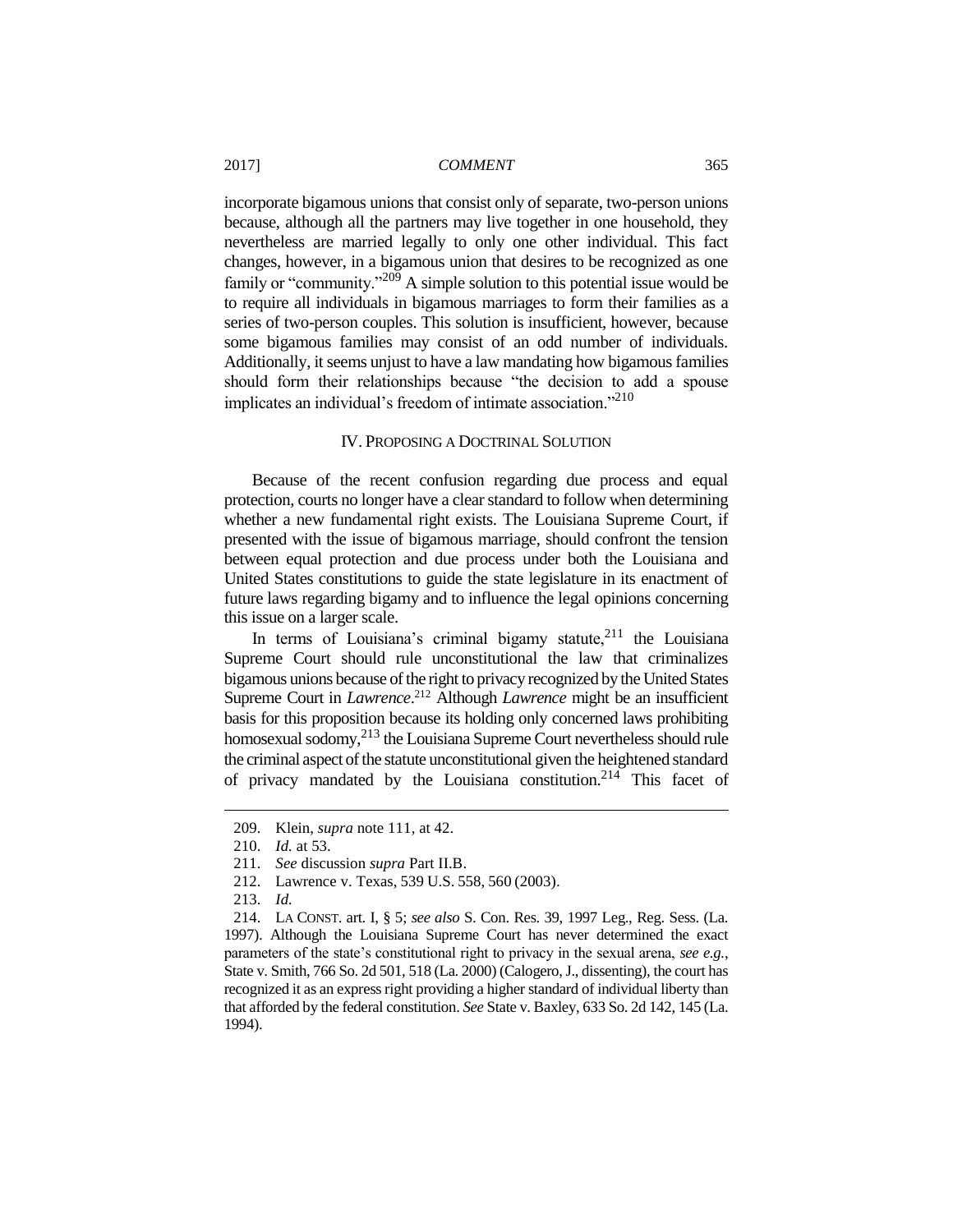incorporate bigamous unions that consist only of separate, two-person unions because, although all the partners may live together in one household, they nevertheless are married legally to only one other individual. This fact changes, however, in a bigamous union that desires to be recognized as one family or "community."[209] A simple solution to this potential issue would be to require all individuals in bigamous marriages to form their families as a series of two-person couples. This solution is insufficient, however, because some bigamous families may consist of an odd number of individuals. Additionally, it seems unjust to have a law mandating how bigamous families should form their relationships because "the decision to add a spouse implicates an individual's freedom of intimate association."[210]

## IV. PROPOSING A DOCTRINAL SOLUTION

Because of the recent confusion regarding due process and equal protection, courts no longer have a clear standard to follow when determining whether a new fundamental right exists. The Louisiana Supreme Court, if presented with the issue of bigamous marriage, should confront the tension between equal protection and due process under both the Louisiana and United States constitutions to guide the state legislature in its enactment of future laws regarding bigamy and to influence the legal opinions concerning this issue on a larger scale.

In terms of Louisiana's criminal bigamy statute,[211] the Louisiana Supreme Court should rule unconstitutional the law that criminalizes bigamous unions because of the right to privacy recognized by the United States Supreme Court in *Lawrence*.[212] Although *Lawrence* might be an insufficient basis for this proposition because its holding only concerned laws prohibiting homosexual sodomy,[213] the Louisiana Supreme Court nevertheless should rule the criminal aspect of the statute unconstitutional given the heightened standard of privacy mandated by the Louisiana constitution.[214] This facet of

---

209. Klein, *supra* note 111, at 42.

210. *Id.* at 53.

211. *See* discussion *supra* Part II.B.

212. Lawrence v. Texas, 539 U.S. 558, 560 (2003).

213. *Id.*

214. LA CONST. art. I, § 5; *see also* S. Con. Res. 39, 1997 Leg., Reg. Sess. (La. 1997). Although the Louisiana Supreme Court has never determined the exact parameters of the state's constitutional right to privacy in the sexual arena, *see e.g.*, State v. Smith, 766 So. 2d 501, 518 (La. 2000) (Calogero, J., dissenting), the court has recognized it as an express right providing a higher standard of individual liberty than that afforded by the federal constitution. *See* State v. Baxley, 633 So. 2d 142, 145 (La. 1994).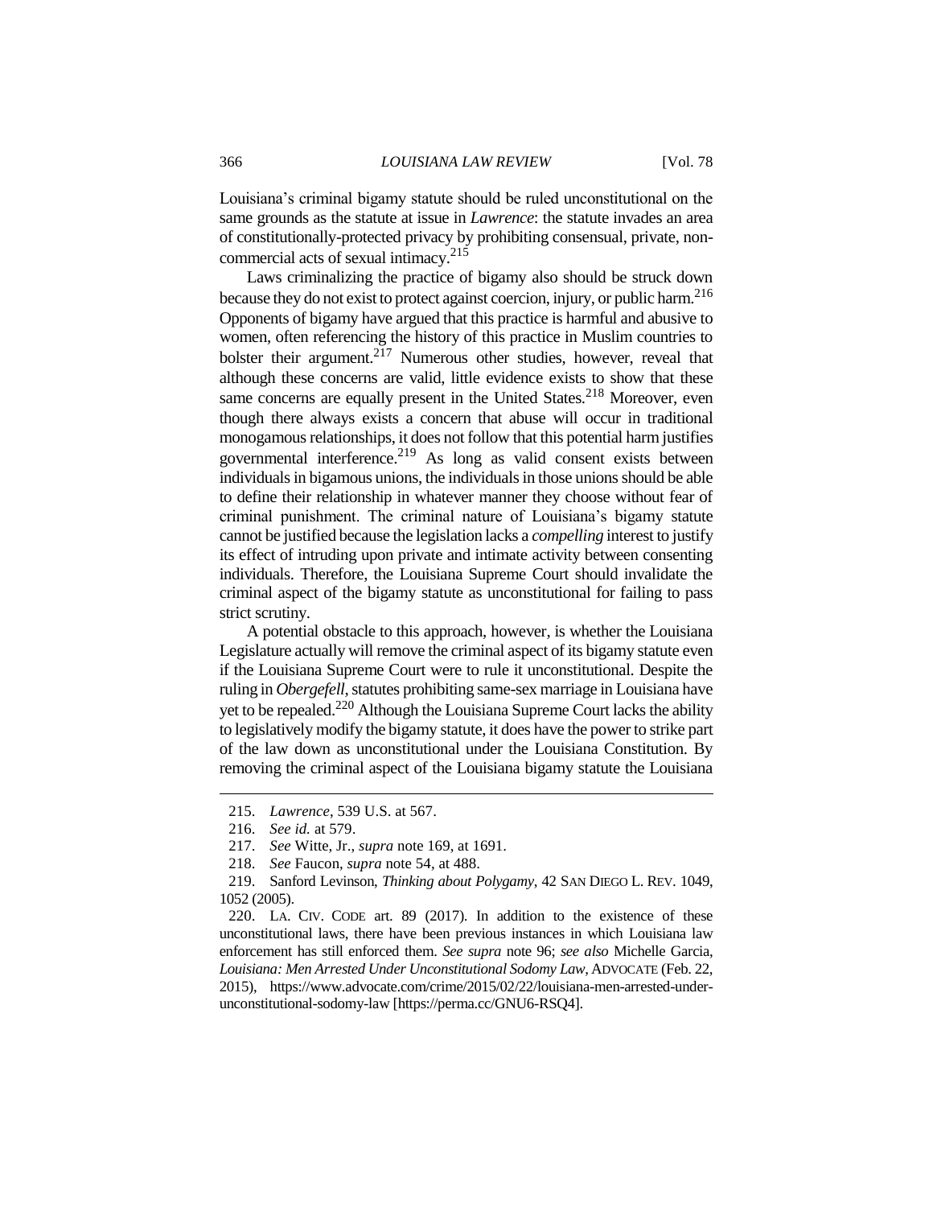Louisiana's criminal bigamy statute should be ruled unconstitutional on the same grounds as the statute at issue in *Lawrence*: the statute invades an area of constitutionally-protected privacy by prohibiting consensual, private, non-commercial acts of sexual intimacy.[215]

Laws criminalizing the practice of bigamy also should be struck down because they do not exist to protect against coercion, injury, or public harm.[216] Opponents of bigamy have argued that this practice is harmful and abusive to women, often referencing the history of this practice in Muslim countries to bolster their argument.[217] Numerous other studies, however, reveal that although these concerns are valid, little evidence exists to show that these same concerns are equally present in the United States.[218] Moreover, even though there always exists a concern that abuse will occur in traditional monogamous relationships, it does not follow that this potential harm justifies governmental interference.[219] As long as valid consent exists between individuals in bigamous unions, the individuals in those unions should be able to define their relationship in whatever manner they choose without fear of criminal punishment. The criminal nature of Louisiana's bigamy statute cannot be justified because the legislation lacks a *compelling* interest to justify its effect of intruding upon private and intimate activity between consenting individuals. Therefore, the Louisiana Supreme Court should invalidate the criminal aspect of the bigamy statute as unconstitutional for failing to pass strict scrutiny.

A potential obstacle to this approach, however, is whether the Louisiana Legislature actually will remove the criminal aspect of its bigamy statute even if the Louisiana Supreme Court were to rule it unconstitutional. Despite the ruling in *Obergefell*, statutes prohibiting same-sex marriage in Louisiana have yet to be repealed.[220] Although the Louisiana Supreme Court lacks the ability to legislatively modify the bigamy statute, it does have the power to strike part of the law down as unconstitutional under the Louisiana Constitution. By removing the criminal aspect of the Louisiana bigamy statute the Louisiana

---

215. *Lawrence*, 539 U.S. at 567.

216. *See id.* at 579.

217. *See* Witte, Jr., *supra* note 169, at 1691.

218. *See* Faucon, *supra* note 54, at 488.

219. Sanford Levinson, *Thinking about Polygamy*, 42 SAN DIEGO L. REV. 1049, 1052 (2005).

220. LA. CIV. CODE art. 89 (2017). In addition to the existence of these unconstitutional laws, there have been previous instances in which Louisiana law enforcement has still enforced them. *See supra* note 96; *see also* Michelle Garcia, *Louisiana: Men Arrested Under Unconstitutional Sodomy Law*, ADVOCATE (Feb. 22, 2015), https://www.advocate.com/crime/2015/02/22/louisiana-men-arrested-under-unconstitutional-sodomy-law [https://perma.cc/GNU6-RSQ4].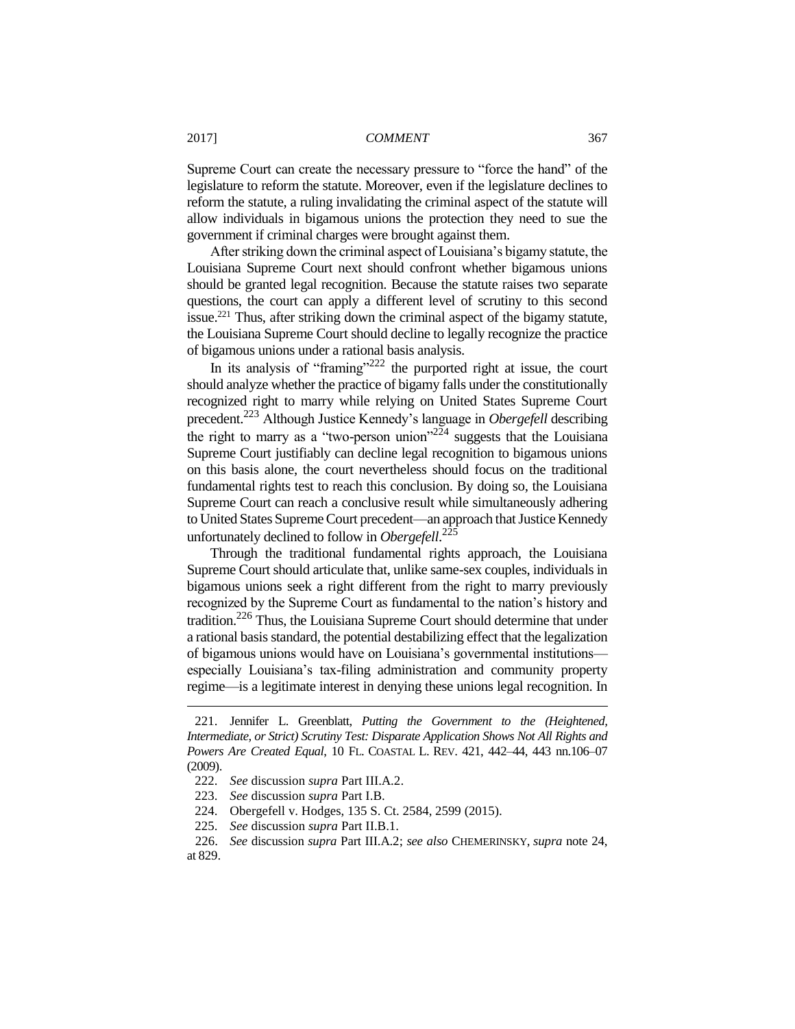Supreme Court can create the necessary pressure to "force the hand" of the legislature to reform the statute. Moreover, even if the legislature declines to reform the statute, a ruling invalidating the criminal aspect of the statute will allow individuals in bigamous unions the protection they need to sue the government if criminal charges were brought against them.

After striking down the criminal aspect of Louisiana's bigamy statute, the Louisiana Supreme Court next should confront whether bigamous unions should be granted legal recognition. Because the statute raises two separate questions, the court can apply a different level of scrutiny to this second issue.[221] Thus, after striking down the criminal aspect of the bigamy statute, the Louisiana Supreme Court should decline to legally recognize the practice of bigamous unions under a rational basis analysis.

In its analysis of "framing"[222] the purported right at issue, the court should analyze whether the practice of bigamy falls under the constitutionally recognized right to marry while relying on United States Supreme Court precedent.[223] Although Justice Kennedy's language in *Obergefell* describing the right to marry as a "two-person union"[224] suggests that the Louisiana Supreme Court justifiably can decline legal recognition to bigamous unions on this basis alone, the court nevertheless should focus on the traditional fundamental rights test to reach this conclusion. By doing so, the Louisiana Supreme Court can reach a conclusive result while simultaneously adhering to United States Supreme Court precedent—an approach that Justice Kennedy unfortunately declined to follow in *Obergefell*.[225]

Through the traditional fundamental rights approach, the Louisiana Supreme Court should articulate that, unlike same-sex couples, individuals in bigamous unions seek a right different from the right to marry previously recognized by the Supreme Court as fundamental to the nation's history and tradition.[226] Thus, the Louisiana Supreme Court should determine that under a rational basis standard, the potential destabilizing effect that the legalization of bigamous unions would have on Louisiana's governmental institutions—especially Louisiana's tax-filing administration and community property regime—is a legitimate interest in denying these unions legal recognition. In

---

221. Jennifer L. Greenblatt, *Putting the Government to the (Heightened, Intermediate, or Strict) Scrutiny Test: Disparate Application Shows Not All Rights and Powers Are Created Equal*, 10 FL. COASTAL L. REV. 421, 442–44, 443 nn.106–07 (2009).

222. *See* discussion *supra* Part III.A.2.

223. *See* discussion *supra* Part I.B.

224. Obergefell v. Hodges, 135 S. Ct. 2584, 2599 (2015).

225. *See* discussion *supra* Part II.B.1.

226. *See* discussion *supra* Part III.A.2; *see also* CHEMERINSKY, *supra* note 24, at 829.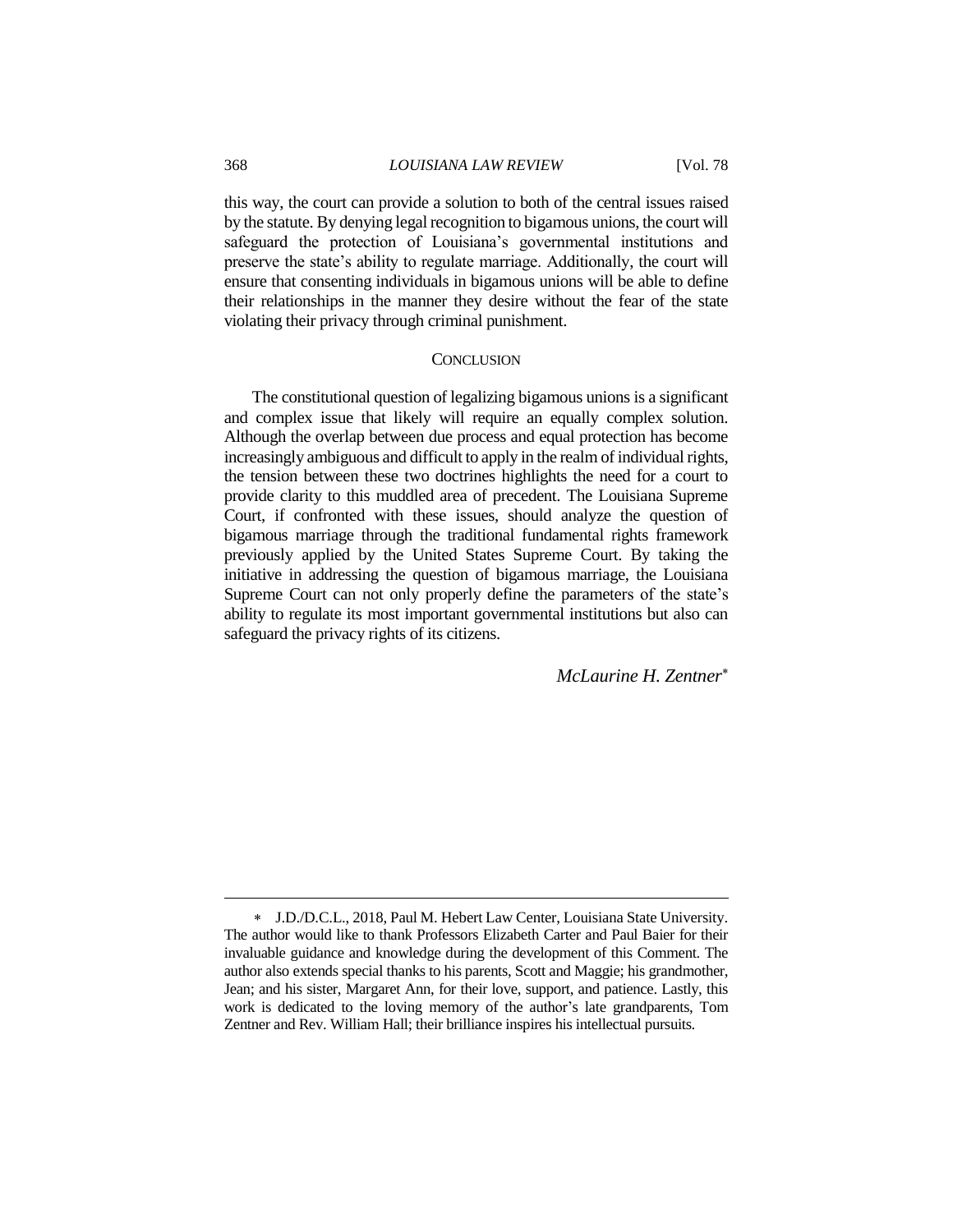this way, the court can provide a solution to both of the central issues raised by the statute. By denying legal recognition to bigamous unions, the court will safeguard the protection of Louisiana's governmental institutions and preserve the state's ability to regulate marriage. Additionally, the court will ensure that consenting individuals in bigamous unions will be able to define their relationships in the manner they desire without the fear of the state violating their privacy through criminal punishment.

## CONCLUSION

The constitutional question of legalizing bigamous unions is a significant and complex issue that likely will require an equally complex solution. Although the overlap between due process and equal protection has become increasingly ambiguous and difficult to apply in the realm of individual rights, the tension between these two doctrines highlights the need for a court to provide clarity to this muddled area of precedent. The Louisiana Supreme Court, if confronted with these issues, should analyze the question of bigamous marriage through the traditional fundamental rights framework previously applied by the United States Supreme Court. By taking the initiative in addressing the question of bigamous marriage, the Louisiana Supreme Court can not only properly define the parameters of the state's ability to regulate its most important governmental institutions but also can safeguard the privacy rights of its citizens.

*McLaurine H. Zentner*[*]

---

[*] J.D./D.C.L., 2018, Paul M. Hebert Law Center, Louisiana State University. The author would like to thank Professors Elizabeth Carter and Paul Baier for their invaluable guidance and knowledge during the development of this Comment. The author also extends special thanks to his parents, Scott and Maggie; his grandmother, Jean; and his sister, Margaret Ann, for their love, support, and patience. Lastly, this work is dedicated to the loving memory of the author's late grandparents, Tom Zentner and Rev. William Hall; their brilliance inspires his intellectual pursuits.